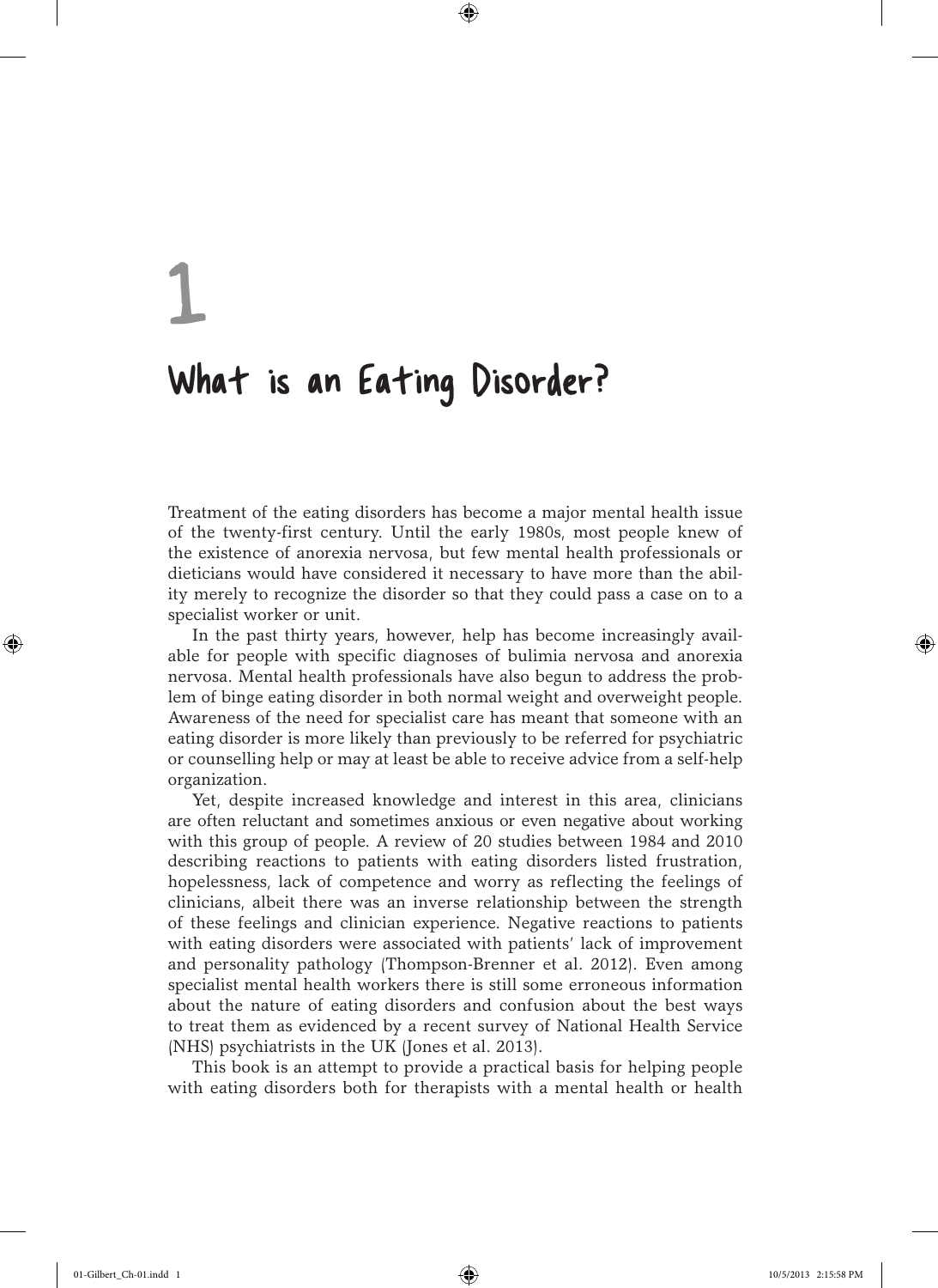# 1

# What is an Eating Disorder?

Treatment of the eating disorders has become a major mental health issue of the twenty-first century. Until the early 1980s, most people knew of the existence of anorexia nervosa, but few mental health professionals or dieticians would have considered it necessary to have more than the ability merely to recognize the disorder so that they could pass a case on to a specialist worker or unit.

In the past thirty years, however, help has become increasingly available for people with specific diagnoses of bulimia nervosa and anorexia nervosa. Mental health professionals have also begun to address the problem of binge eating disorder in both normal weight and overweight people. Awareness of the need for specialist care has meant that someone with an eating disorder is more likely than previously to be referred for psychiatric or counselling help or may at least be able to receive advice from a self-help organization.

Yet, despite increased knowledge and interest in this area, clinicians are often reluctant and sometimes anxious or even negative about working with this group of people. A review of 20 studies between 1984 and 2010 describing reactions to patients with eating disorders listed frustration, hopelessness, lack of competence and worry as reflecting the feelings of clinicians, albeit there was an inverse relationship between the strength of these feelings and clinician experience. Negative reactions to patients with eating disorders were associated with patients' lack of improvement and personality pathology (Thompson-Brenner et al. 2012). Even among specialist mental health workers there is still some erroneous information about the nature of eating disorders and confusion about the best ways to treat them as evidenced by a recent survey of National Health Service (NHS) psychiatrists in the UK (Jones et al. 2013).

This book is an attempt to provide a practical basis for helping people with eating disorders both for therapists with a mental health or health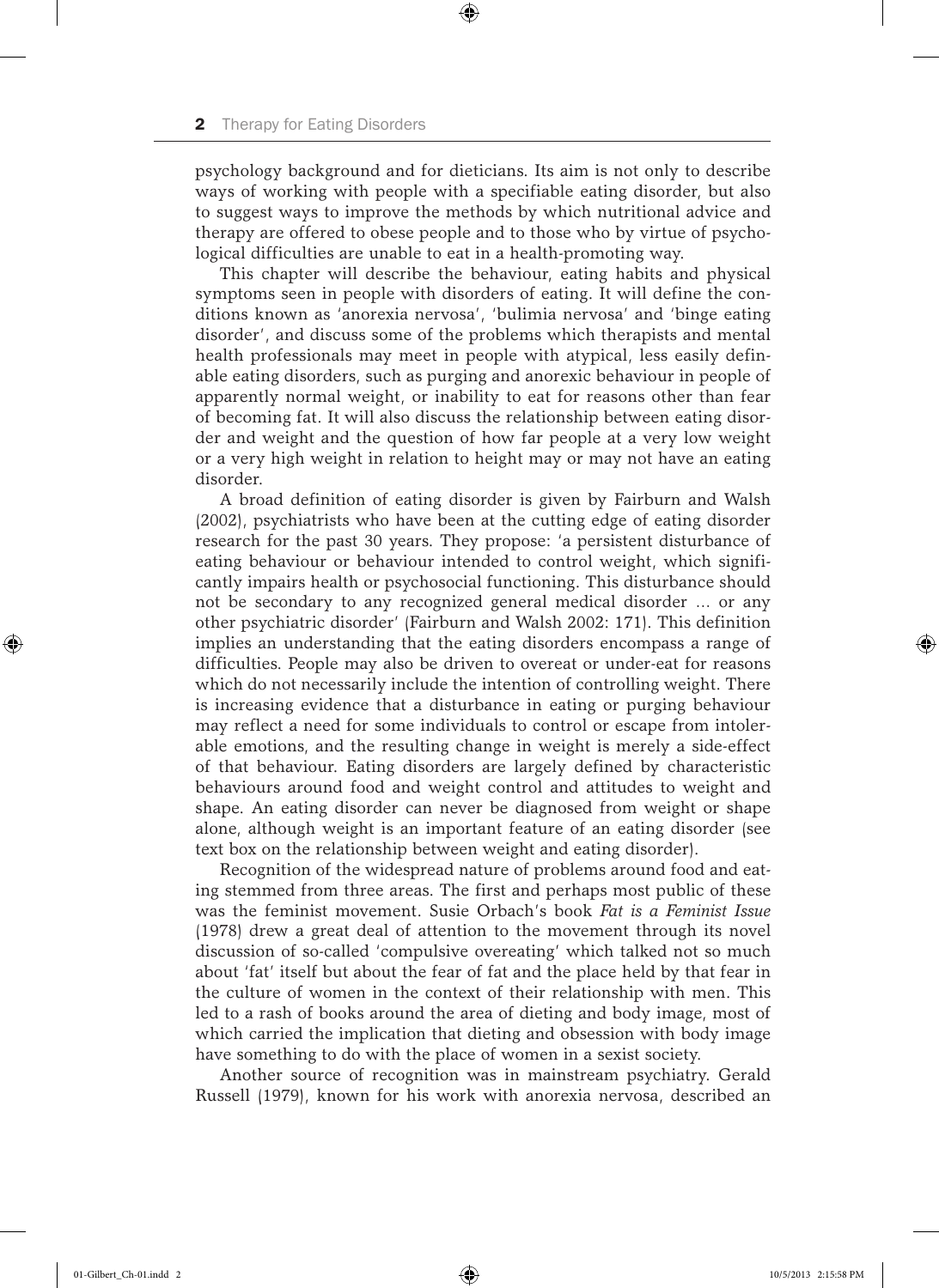psychology background and for dieticians. Its aim is not only to describe ways of working with people with a specifiable eating disorder, but also to suggest ways to improve the methods by which nutritional advice and therapy are offered to obese people and to those who by virtue of psychological difficulties are unable to eat in a health-promoting way.

This chapter will describe the behaviour, eating habits and physical symptoms seen in people with disorders of eating. It will define the conditions known as 'anorexia nervosa', 'bulimia nervosa' and 'binge eating disorder', and discuss some of the problems which therapists and mental health professionals may meet in people with atypical, less easily definable eating disorders, such as purging and anorexic behaviour in people of apparently normal weight, or inability to eat for reasons other than fear of becoming fat. It will also discuss the relationship between eating disorder and weight and the question of how far people at a very low weight or a very high weight in relation to height may or may not have an eating disorder.

A broad definition of eating disorder is given by Fairburn and Walsh (2002), psychiatrists who have been at the cutting edge of eating disorder research for the past 30 years. They propose: 'a persistent disturbance of eating behaviour or behaviour intended to control weight, which significantly impairs health or psychosocial functioning. This disturbance should not be secondary to any recognized general medical disorder ... or any other psychiatric disorder' (Fairburn and Walsh 2002: 171). This definition implies an understanding that the eating disorders encompass a range of difficulties. People may also be driven to overeat or under-eat for reasons which do not necessarily include the intention of controlling weight. There is increasing evidence that a disturbance in eating or purging behaviour may reflect a need for some individuals to control or escape from intolerable emotions, and the resulting change in weight is merely a side-effect of that behaviour. Eating disorders are largely defined by characteristic behaviours around food and weight control and attitudes to weight and shape. An eating disorder can never be diagnosed from weight or shape alone, although weight is an important feature of an eating disorder (see text box on the relationship between weight and eating disorder).

Recognition of the widespread nature of problems around food and eating stemmed from three areas. The first and perhaps most public of these was the feminist movement. Susie Orbach's book *Fat is a Feminist Issue* (1978) drew a great deal of attention to the movement through its novel discussion of so-called 'compulsive overeating' which talked not so much about 'fat' itself but about the fear of fat and the place held by that fear in the culture of women in the context of their relationship with men. This led to a rash of books around the area of dieting and body image, most of which carried the implication that dieting and obsession with body image have something to do with the place of women in a sexist society.

Another source of recognition was in mainstream psychiatry. Gerald Russell (1979), known for his work with anorexia nervosa, described an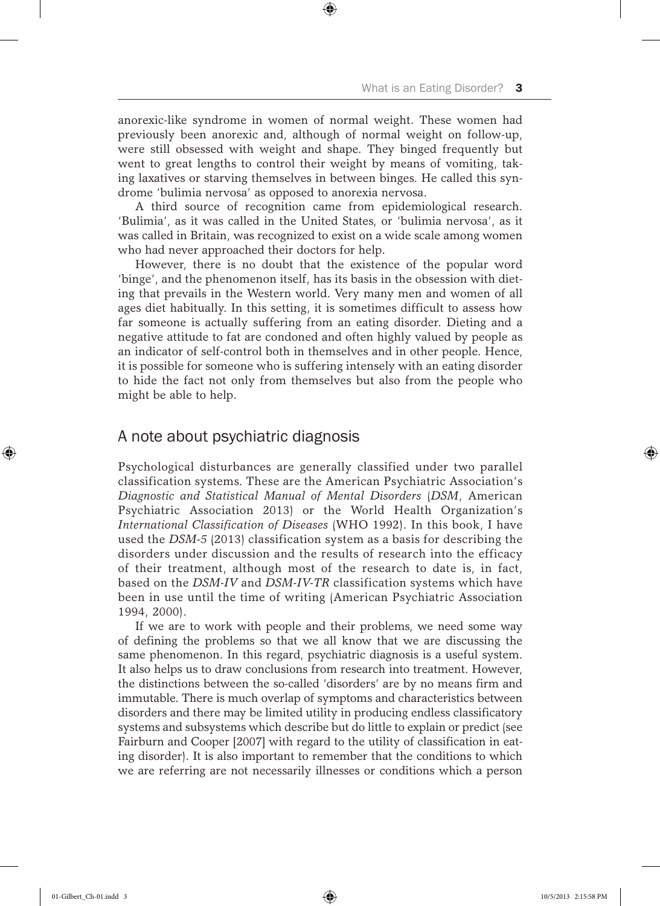anorexic-like syndrome in women of normal weight. These women had previously been anorexic and, although of normal weight on follow-up, were still obsessed with weight and shape. They binged frequently but went to great lengths to control their weight by means of vomiting, taking laxatives or starving themselves in between binges. He called this syndrome 'bulimia nervosa' as opposed to anorexia nervosa.

A third source of recognition came from epidemiological research. 'Bulimia', as it was called in the United States, or 'bulimia nervosa', as it was called in Britain, was recognized to exist on a wide scale among women who had never approached their doctors for help.

However, there is no doubt that the existence of the popular word 'binge', and the phenomenon itself, has its basis in the obsession with dieting that prevails in the Western world. Very many men and women of all ages diet habitually. In this setting, it is sometimes difficult to assess how far someone is actually suffering from an eating disorder. Dieting and a negative attitude to fat are condoned and often highly valued by people as an indicator of self-control both in themselves and in other people. Hence, it is possible for someone who is suffering intensely with an eating disorder to hide the fact not only from themselves but also from the people who might be able to help.

## A note about psychiatric diagnosis

Psychological disturbances are generally classified under two parallel classification systems. These are the American Psychiatric Association's *Diagnostic and Statistical Manual of Mental Disorders* (*DSM*, American Psychiatric Association 2013) or the World Health Organization's *International Classification of Diseases* (WHO 1992). In this book, I have used the *DSM-5* (2013) classification system as a basis for describing the disorders under discussion and the results of research into the efficacy of their treatment, although most of the research to date is, in fact, based on the *DSM-IV* and *DSM-IV-TR* classification systems which have been in use until the time of writing (American Psychiatric Association 1994, 2000).

If we are to work with people and their problems, we need some way of defining the problems so that we all know that we are discussing the same phenomenon. In this regard, psychiatric diagnosis is a useful system. It also helps us to draw conclusions from research into treatment. However, the distinctions between the so-called 'disorders' are by no means firm and immutable. There is much overlap of symptoms and characteristics between disorders and there may be limited utility in producing endless classificatory systems and subsystems which describe but do little to explain or predict (see Fairburn and Cooper [2007] with regard to the utility of classification in eating disorder). It is also important to remember that the conditions to which we are referring are not necessarily illnesses or conditions which a person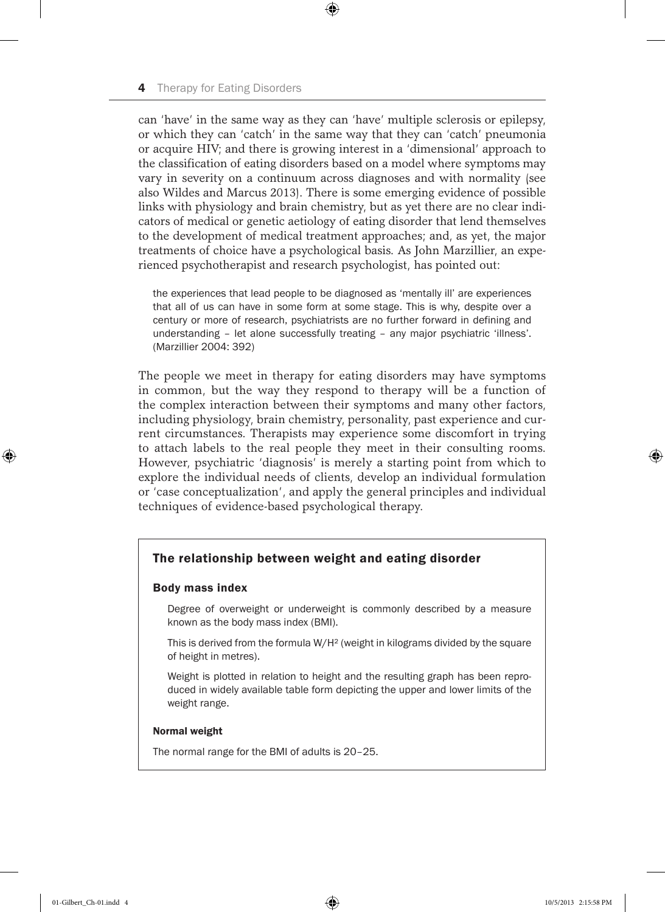can 'have' in the same way as they can 'have' multiple sclerosis or epilepsy, or which they can 'catch' in the same way that they can 'catch' pneumonia or acquire HIV; and there is growing interest in a 'dimensional' approach to the classification of eating disorders based on a model where symptoms may vary in severity on a continuum across diagnoses and with normality (see also Wildes and Marcus 2013). There is some emerging evidence of possible links with physiology and brain chemistry, but as yet there are no clear indicators of medical or genetic aetiology of eating disorder that lend themselves to the development of medical treatment approaches; and, as yet, the major treatments of choice have a psychological basis. As John Marzillier, an experienced psychotherapist and research psychologist, has pointed out:

> the experiences that lead people to be diagnosed as 'mentally ill' are experiences that all of us can have in some form at some stage. This is why, despite over a century or more of research, psychiatrists are no further forward in defining and understanding – let alone successfully treating – any major psychiatric 'illness'. (Marzillier 2004: 392)

The people we meet in therapy for eating disorders may have symptoms in common, but the way they respond to therapy will be a function of the complex interaction between their symptoms and many other factors, including physiology, brain chemistry, personality, past experience and current circumstances. Therapists may experience some discomfort in trying to attach labels to the real people they meet in their consulting rooms. However, psychiatric 'diagnosis' is merely a starting point from which to explore the individual needs of clients, develop an individual formulation or 'case conceptualization', and apply the general principles and individual techniques of evidence-based psychological therapy.

## The relationship between weight and eating disorder

### Body mass index

Degree of overweight or underweight is commonly described by a measure known as the body mass index (BMI).

This is derived from the formula $W/H^2$ (weight in kilograms divided by the square of height in metres).

Weight is plotted in relation to height and the resulting graph has been reproduced in widely available table form depicting the upper and lower limits of the weight range.

#### Normal weight

The normal range for the BMI of adults is 20–25.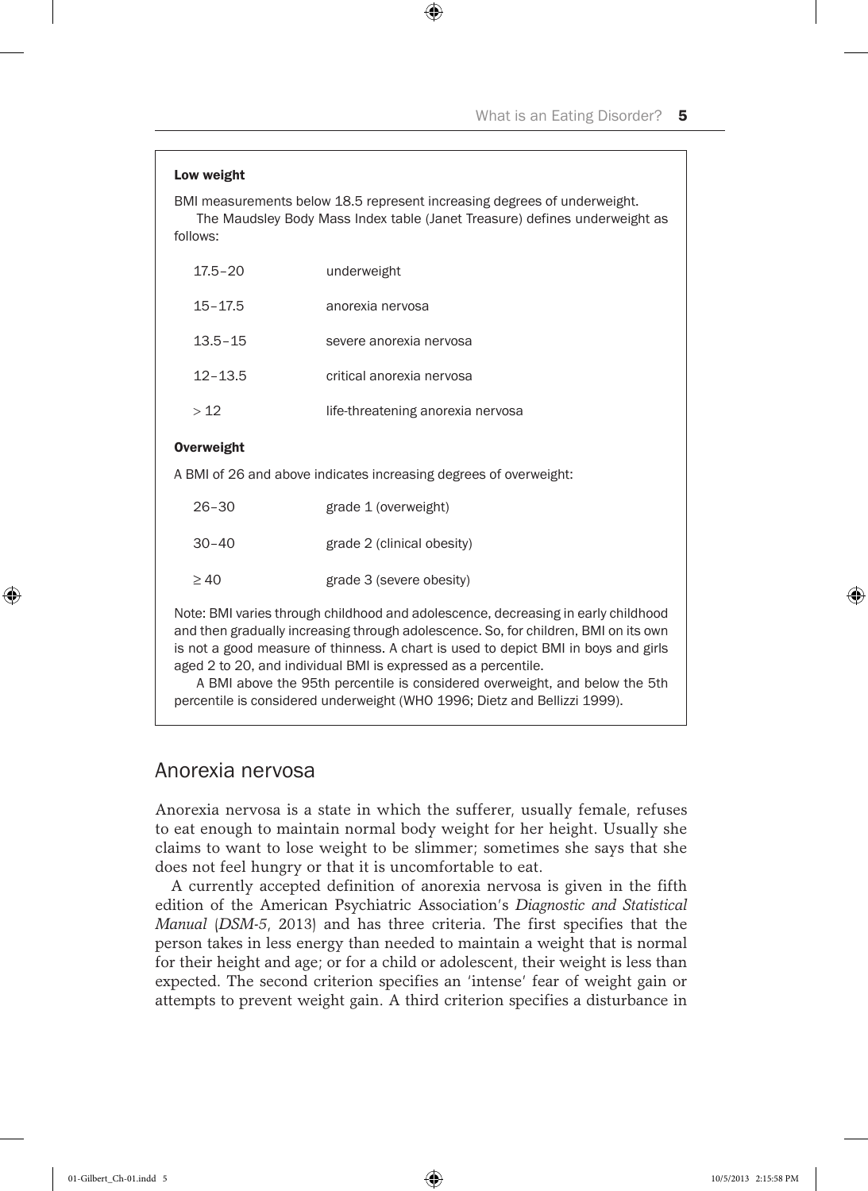**Low weight**

BMI measurements below 18.5 represent increasing degrees of underweight.

The Maudsley Body Mass Index table (Janet Treasure) defines underweight as follows:

| | |
|---|---|
| 17.5–20 | underweight |
| 15–17.5 | anorexia nervosa |
| 13.5–15 | severe anorexia nervosa |
| 12–13.5 | critical anorexia nervosa |
| > 12 | life-threatening anorexia nervosa |

**Overweight**

A BMI of 26 and above indicates increasing degrees of overweight:

| | |
|---|---|
| 26–30 | grade 1 (overweight) |
| 30–40 | grade 2 (clinical obesity) |
| ≥ 40 | grade 3 (severe obesity) |

Note: BMI varies through childhood and adolescence, decreasing in early childhood and then gradually increasing through adolescence. So, for children, BMI on its own is not a good measure of thinness. A chart is used to depict BMI in boys and girls aged 2 to 20, and individual BMI is expressed as a percentile.

A BMI above the 95th percentile is considered overweight, and below the 5th percentile is considered underweight (WHO 1996; Dietz and Bellizzi 1999).

## Anorexia nervosa

Anorexia nervosa is a state in which the sufferer, usually female, refuses to eat enough to maintain normal body weight for her height. Usually she claims to want to lose weight to be slimmer; sometimes she says that she does not feel hungry or that it is uncomfortable to eat.

A currently accepted definition of anorexia nervosa is given in the fifth edition of the American Psychiatric Association's *Diagnostic and Statistical Manual* (*DSM-5*, 2013) and has three criteria. The first specifies that the person takes in less energy than needed to maintain a weight that is normal for their height and age; or for a child or adolescent, their weight is less than expected. The second criterion specifies an 'intense' fear of weight gain or attempts to prevent weight gain. A third criterion specifies a disturbance in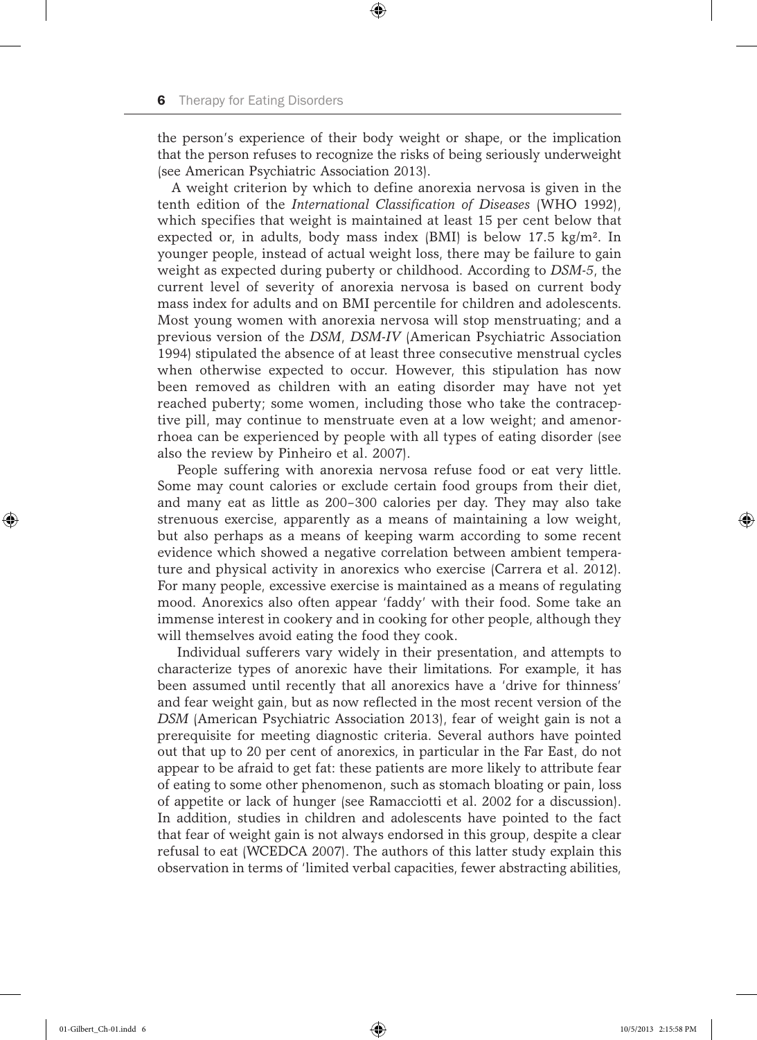the person's experience of their body weight or shape, or the implication that the person refuses to recognize the risks of being seriously underweight (see American Psychiatric Association 2013).

A weight criterion by which to define anorexia nervosa is given in the tenth edition of the *International Classification of Diseases* (WHO 1992), which specifies that weight is maintained at least 15 per cent below that expected or, in adults, body mass index (BMI) is below 17.5 kg/m². In younger people, instead of actual weight loss, there may be failure to gain weight as expected during puberty or childhood. According to *DSM-5*, the current level of severity of anorexia nervosa is based on current body mass index for adults and on BMI percentile for children and adolescents. Most young women with anorexia nervosa will stop menstruating; and a previous version of the *DSM*, *DSM-IV* (American Psychiatric Association 1994) stipulated the absence of at least three consecutive menstrual cycles when otherwise expected to occur. However, this stipulation has now been removed as children with an eating disorder may have not yet reached puberty; some women, including those who take the contraceptive pill, may continue to menstruate even at a low weight; and amenorrhoea can be experienced by people with all types of eating disorder (see also the review by Pinheiro et al. 2007).

People suffering with anorexia nervosa refuse food or eat very little. Some may count calories or exclude certain food groups from their diet, and many eat as little as 200–300 calories per day. They may also take strenuous exercise, apparently as a means of maintaining a low weight, but also perhaps as a means of keeping warm according to some recent evidence which showed a negative correlation between ambient temperature and physical activity in anorexics who exercise (Carrera et al. 2012). For many people, excessive exercise is maintained as a means of regulating mood. Anorexics also often appear 'faddy' with their food. Some take an immense interest in cookery and in cooking for other people, although they will themselves avoid eating the food they cook.

Individual sufferers vary widely in their presentation, and attempts to characterize types of anorexic have their limitations. For example, it has been assumed until recently that all anorexics have a 'drive for thinness' and fear weight gain, but as now reflected in the most recent version of the *DSM* (American Psychiatric Association 2013), fear of weight gain is not a prerequisite for meeting diagnostic criteria. Several authors have pointed out that up to 20 per cent of anorexics, in particular in the Far East, do not appear to be afraid to get fat: these patients are more likely to attribute fear of eating to some other phenomenon, such as stomach bloating or pain, loss of appetite or lack of hunger (see Ramacciotti et al. 2002 for a discussion). In addition, studies in children and adolescents have pointed to the fact that fear of weight gain is not always endorsed in this group, despite a clear refusal to eat (WCEDCA 2007). The authors of this latter study explain this observation in terms of 'limited verbal capacities, fewer abstracting abilities,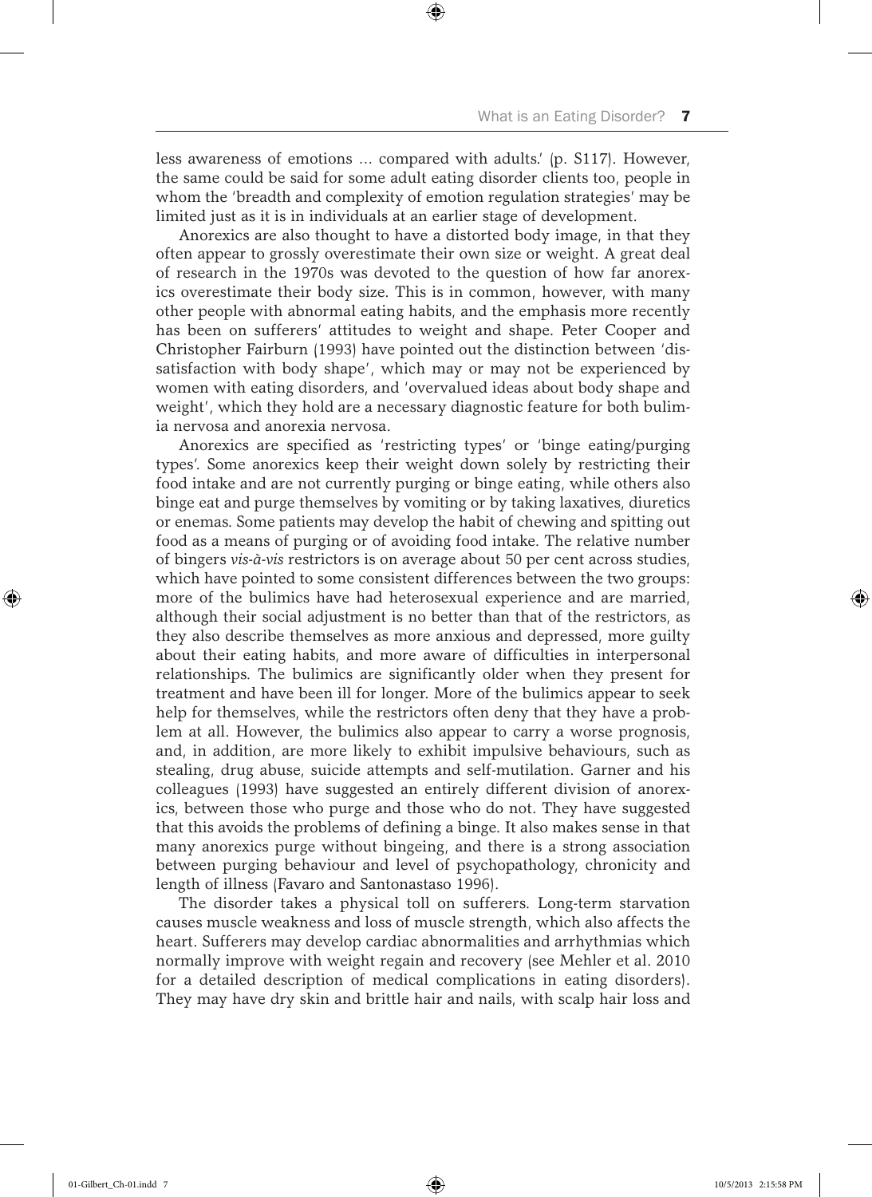less awareness of emotions … compared with adults.' (p. S117). However, the same could be said for some adult eating disorder clients too, people in whom the 'breadth and complexity of emotion regulation strategies' may be limited just as it is in individuals at an earlier stage of development.

Anorexics are also thought to have a distorted body image, in that they often appear to grossly overestimate their own size or weight. A great deal of research in the 1970s was devoted to the question of how far anorexics overestimate their body size. This is in common, however, with many other people with abnormal eating habits, and the emphasis more recently has been on sufferers' attitudes to weight and shape. Peter Cooper and Christopher Fairburn (1993) have pointed out the distinction between 'dissatisfaction with body shape', which may or may not be experienced by women with eating disorders, and 'overvalued ideas about body shape and weight', which they hold are a necessary diagnostic feature for both bulimia nervosa and anorexia nervosa.

Anorexics are specified as 'restricting types' or 'binge eating/purging types'. Some anorexics keep their weight down solely by restricting their food intake and are not currently purging or binge eating, while others also binge eat and purge themselves by vomiting or by taking laxatives, diuretics or enemas. Some patients may develop the habit of chewing and spitting out food as a means of purging or of avoiding food intake. The relative number of bingers *vis-à-vis* restrictors is on average about 50 per cent across studies, which have pointed to some consistent differences between the two groups: more of the bulimics have had heterosexual experience and are married, although their social adjustment is no better than that of the restrictors, as they also describe themselves as more anxious and depressed, more guilty about their eating habits, and more aware of difficulties in interpersonal relationships. The bulimics are significantly older when they present for treatment and have been ill for longer. More of the bulimics appear to seek help for themselves, while the restrictors often deny that they have a problem at all. However, the bulimics also appear to carry a worse prognosis, and, in addition, are more likely to exhibit impulsive behaviours, such as stealing, drug abuse, suicide attempts and self-mutilation. Garner and his colleagues (1993) have suggested an entirely different division of anorexics, between those who purge and those who do not. They have suggested that this avoids the problems of defining a binge. It also makes sense in that many anorexics purge without bingeing, and there is a strong association between purging behaviour and level of psychopathology, chronicity and length of illness (Favaro and Santonastaso 1996).

The disorder takes a physical toll on sufferers. Long-term starvation causes muscle weakness and loss of muscle strength, which also affects the heart. Sufferers may develop cardiac abnormalities and arrhythmias which normally improve with weight regain and recovery (see Mehler et al. 2010 for a detailed description of medical complications in eating disorders). They may have dry skin and brittle hair and nails, with scalp hair loss and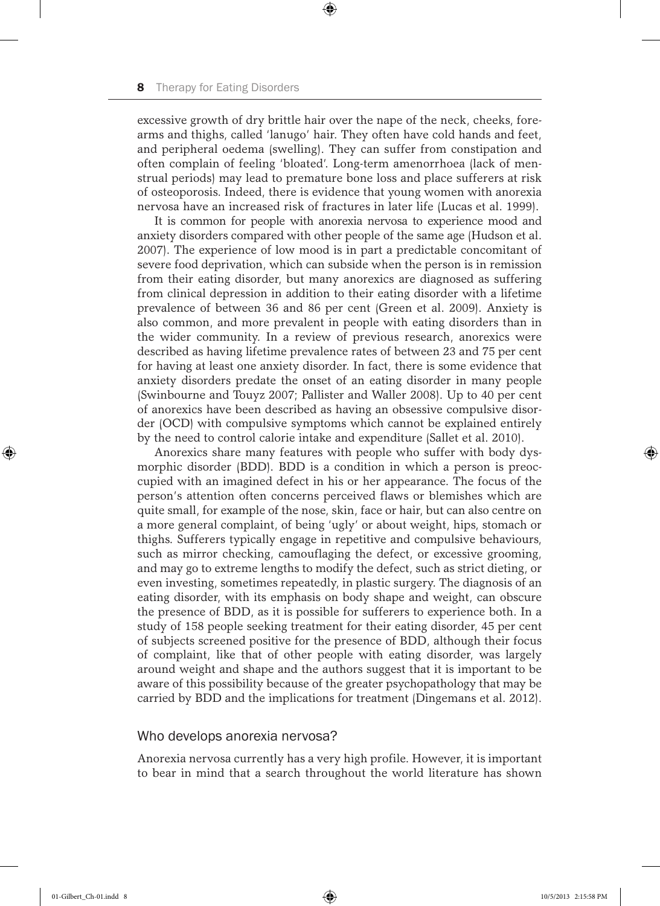excessive growth of dry brittle hair over the nape of the neck, cheeks, forearms and thighs, called 'lanugo' hair. They often have cold hands and feet, and peripheral oedema (swelling). They can suffer from constipation and often complain of feeling 'bloated'. Long-term amenorrhoea (lack of menstrual periods) may lead to premature bone loss and place sufferers at risk of osteoporosis. Indeed, there is evidence that young women with anorexia nervosa have an increased risk of fractures in later life (Lucas et al. 1999).

It is common for people with anorexia nervosa to experience mood and anxiety disorders compared with other people of the same age (Hudson et al. 2007). The experience of low mood is in part a predictable concomitant of severe food deprivation, which can subside when the person is in remission from their eating disorder, but many anorexics are diagnosed as suffering from clinical depression in addition to their eating disorder with a lifetime prevalence of between 36 and 86 per cent (Green et al. 2009). Anxiety is also common, and more prevalent in people with eating disorders than in the wider community. In a review of previous research, anorexics were described as having lifetime prevalence rates of between 23 and 75 per cent for having at least one anxiety disorder. In fact, there is some evidence that anxiety disorders predate the onset of an eating disorder in many people (Swinbourne and Touyz 2007; Pallister and Waller 2008). Up to 40 per cent of anorexics have been described as having an obsessive compulsive disorder (OCD) with compulsive symptoms which cannot be explained entirely by the need to control calorie intake and expenditure (Sallet et al. 2010).

Anorexics share many features with people who suffer with body dysmorphic disorder (BDD). BDD is a condition in which a person is preoccupied with an imagined defect in his or her appearance. The focus of the person's attention often concerns perceived flaws or blemishes which are quite small, for example of the nose, skin, face or hair, but can also centre on a more general complaint, of being 'ugly' or about weight, hips, stomach or thighs. Sufferers typically engage in repetitive and compulsive behaviours, such as mirror checking, camouflaging the defect, or excessive grooming, and may go to extreme lengths to modify the defect, such as strict dieting, or even investing, sometimes repeatedly, in plastic surgery. The diagnosis of an eating disorder, with its emphasis on body shape and weight, can obscure the presence of BDD, as it is possible for sufferers to experience both. In a study of 158 people seeking treatment for their eating disorder, 45 per cent of subjects screened positive for the presence of BDD, although their focus of complaint, like that of other people with eating disorder, was largely around weight and shape and the authors suggest that it is important to be aware of this possibility because of the greater psychopathology that may be carried by BDD and the implications for treatment (Dingemans et al. 2012).

## Who develops anorexia nervosa?

Anorexia nervosa currently has a very high profile. However, it is important to bear in mind that a search throughout the world literature has shown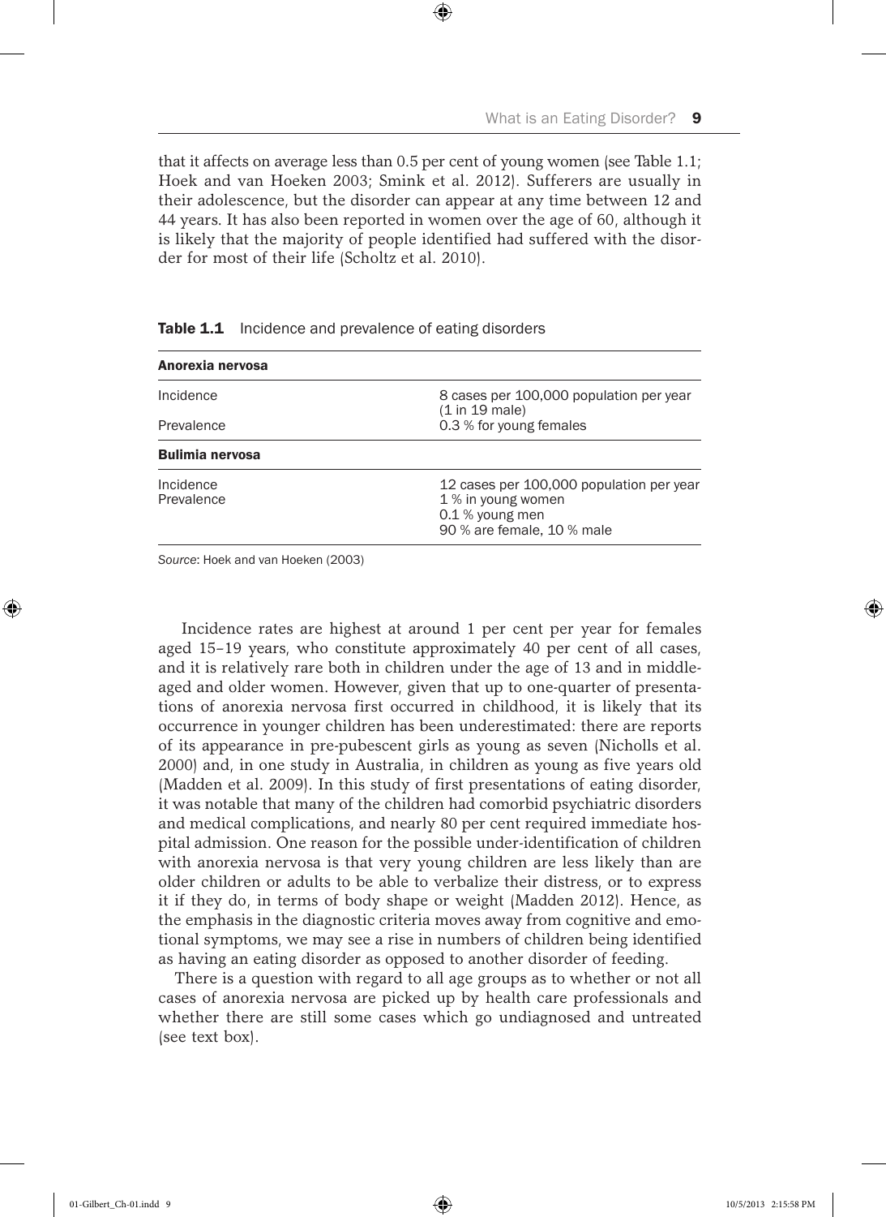that it affects on average less than 0.5 per cent of young women (see Table 1.1; Hoek and van Hoeken 2003; Smink et al. 2012). Sufferers are usually in their adolescence, but the disorder can appear at any time between 12 and 44 years. It has also been reported in women over the age of 60, although it is likely that the majority of people identified had suffered with the disorder for most of their life (Scholtz et al. 2010).

**Table 1.1** Incidence and prevalence of eating disorders

| **Anorexia nervosa** | |
|---|---|
| Incidence | 8 cases per 100,000 population per year (1 in 19 male) |
| Prevalence | 0.3 % for young females |
| **Bulimia nervosa** | |
| Incidence | 12 cases per 100,000 population per year |
| Prevalence | 1 % in young women<br>0.1 % young men<br>90 % are female, 10 % male |

*Source*: Hoek and van Hoeken (2003)

Incidence rates are highest at around 1 per cent per year for females aged 15–19 years, who constitute approximately 40 per cent of all cases, and it is relatively rare both in children under the age of 13 and in middle-aged and older women. However, given that up to one-quarter of presentations of anorexia nervosa first occurred in childhood, it is likely that its occurrence in younger children has been underestimated: there are reports of its appearance in pre-pubescent girls as young as seven (Nicholls et al. 2000) and, in one study in Australia, in children as young as five years old (Madden et al. 2009). In this study of first presentations of eating disorder, it was notable that many of the children had comorbid psychiatric disorders and medical complications, and nearly 80 per cent required immediate hospital admission. One reason for the possible under-identification of children with anorexia nervosa is that very young children are less likely than are older children or adults to be able to verbalize their distress, or to express it if they do, in terms of body shape or weight (Madden 2012). Hence, as the emphasis in the diagnostic criteria moves away from cognitive and emotional symptoms, we may see a rise in numbers of children being identified as having an eating disorder as opposed to another disorder of feeding.

There is a question with regard to all age groups as to whether or not all cases of anorexia nervosa are picked up by health care professionals and whether there are still some cases which go undiagnosed and untreated (see text box).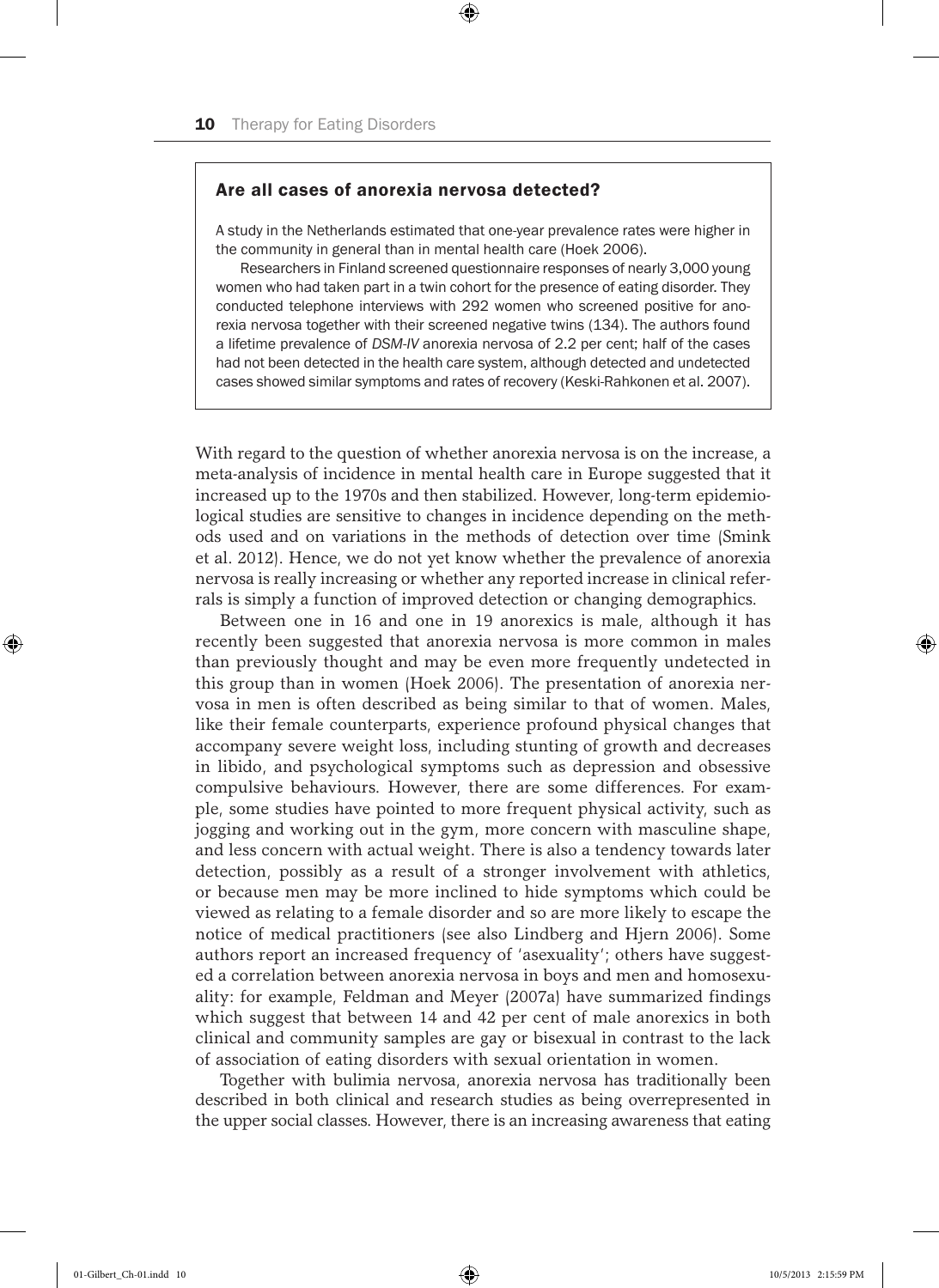### Are all cases of anorexia nervosa detected?

A study in the Netherlands estimated that one-year prevalence rates were higher in the community in general than in mental health care (Hoek 2006).

Researchers in Finland screened questionnaire responses of nearly 3,000 young women who had taken part in a twin cohort for the presence of eating disorder. They conducted telephone interviews with 292 women who screened positive for anorexia nervosa together with their screened negative twins (134). The authors found a lifetime prevalence of *DSM-IV* anorexia nervosa of 2.2 per cent; half of the cases had not been detected in the health care system, although detected and undetected cases showed similar symptoms and rates of recovery (Keski-Rahkonen et al. 2007).

With regard to the question of whether anorexia nervosa is on the increase, a meta-analysis of incidence in mental health care in Europe suggested that it increased up to the 1970s and then stabilized. However, long-term epidemiological studies are sensitive to changes in incidence depending on the methods used and on variations in the methods of detection over time (Smink et al. 2012). Hence, we do not yet know whether the prevalence of anorexia nervosa is really increasing or whether any reported increase in clinical referrals is simply a function of improved detection or changing demographics.

Between one in 16 and one in 19 anorexics is male, although it has recently been suggested that anorexia nervosa is more common in males than previously thought and may be even more frequently undetected in this group than in women (Hoek 2006). The presentation of anorexia nervosa in men is often described as being similar to that of women. Males, like their female counterparts, experience profound physical changes that accompany severe weight loss, including stunting of growth and decreases in libido, and psychological symptoms such as depression and obsessive compulsive behaviours. However, there are some differences. For example, some studies have pointed to more frequent physical activity, such as jogging and working out in the gym, more concern with masculine shape, and less concern with actual weight. There is also a tendency towards later detection, possibly as a result of a stronger involvement with athletics, or because men may be more inclined to hide symptoms which could be viewed as relating to a female disorder and so are more likely to escape the notice of medical practitioners (see also Lindberg and Hjern 2006). Some authors report an increased frequency of 'asexuality'; others have suggested a correlation between anorexia nervosa in boys and men and homosexuality: for example, Feldman and Meyer (2007a) have summarized findings which suggest that between 14 and 42 per cent of male anorexics in both clinical and community samples are gay or bisexual in contrast to the lack of association of eating disorders with sexual orientation in women.

Together with bulimia nervosa, anorexia nervosa has traditionally been described in both clinical and research studies as being overrepresented in the upper social classes. However, there is an increasing awareness that eating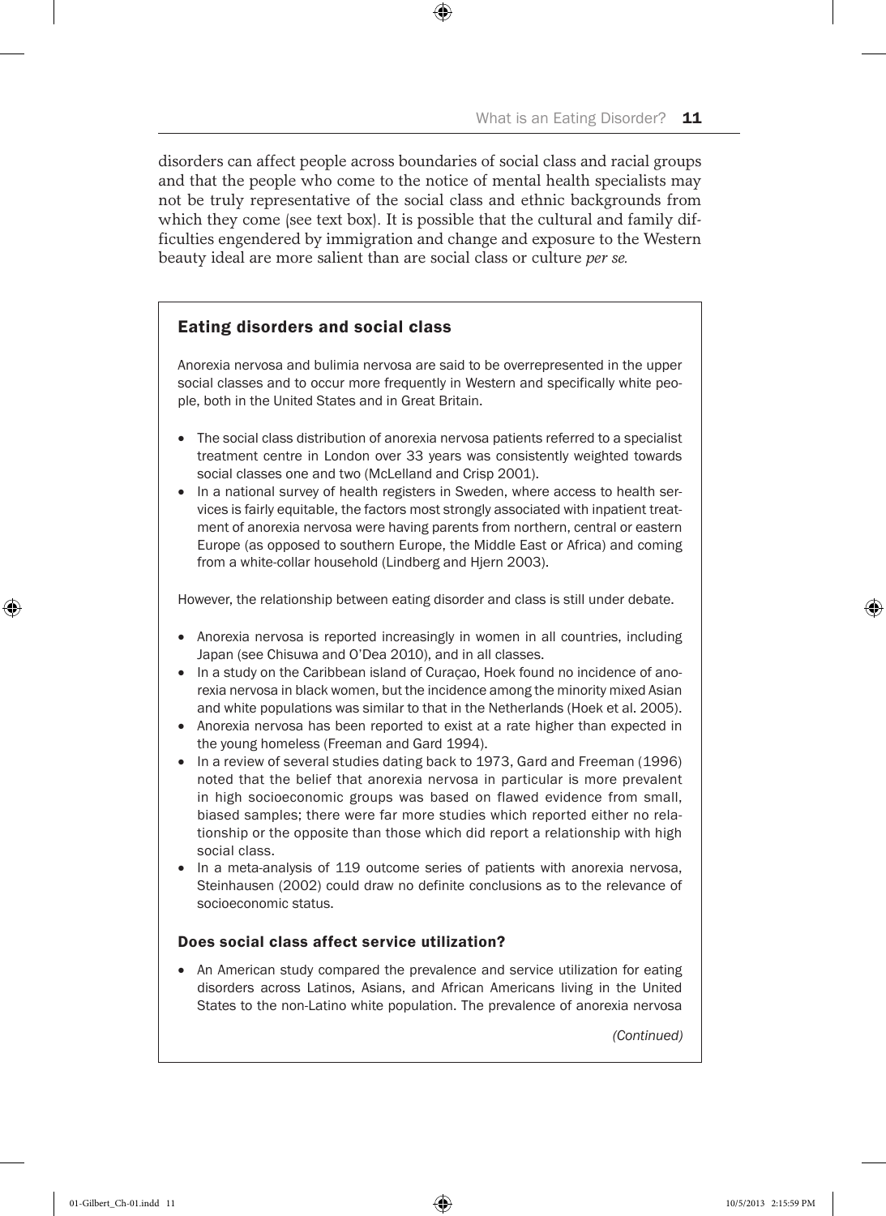disorders can affect people across boundaries of social class and racial groups and that the people who come to the notice of mental health specialists may not be truly representative of the social class and ethnic backgrounds from which they come (see text box). It is possible that the cultural and family difficulties engendered by immigration and change and exposure to the Western beauty ideal are more salient than are social class or culture *per se.*

### Eating disorders and social class

Anorexia nervosa and bulimia nervosa are said to be overrepresented in the upper social classes and to occur more frequently in Western and specifically white people, both in the United States and in Great Britain.

- The social class distribution of anorexia nervosa patients referred to a specialist treatment centre in London over 33 years was consistently weighted towards social classes one and two (McLelland and Crisp 2001).
- In a national survey of health registers in Sweden, where access to health services is fairly equitable, the factors most strongly associated with inpatient treatment of anorexia nervosa were having parents from northern, central or eastern Europe (as opposed to southern Europe, the Middle East or Africa) and coming from a white-collar household (Lindberg and Hjern 2003).

However, the relationship between eating disorder and class is still under debate.

- Anorexia nervosa is reported increasingly in women in all countries, including Japan (see Chisuwa and O'Dea 2010), and in all classes.
- In a study on the Caribbean island of Curaçao, Hoek found no incidence of anorexia nervosa in black women, but the incidence among the minority mixed Asian and white populations was similar to that in the Netherlands (Hoek et al. 2005).
- Anorexia nervosa has been reported to exist at a rate higher than expected in the young homeless (Freeman and Gard 1994).
- In a review of several studies dating back to 1973, Gard and Freeman (1996) noted that the belief that anorexia nervosa in particular is more prevalent in high socioeconomic groups was based on flawed evidence from small, biased samples; there were far more studies which reported either no relationship or the opposite than those which did report a relationship with high social class.
- In a meta-analysis of 119 outcome series of patients with anorexia nervosa, Steinhausen (2002) could draw no definite conclusions as to the relevance of socioeconomic status.

#### Does social class affect service utilization?

- An American study compared the prevalence and service utilization for eating disorders across Latinos, Asians, and African Americans living in the United States to the non-Latino white population. The prevalence of anorexia nervosa

*(Continued)*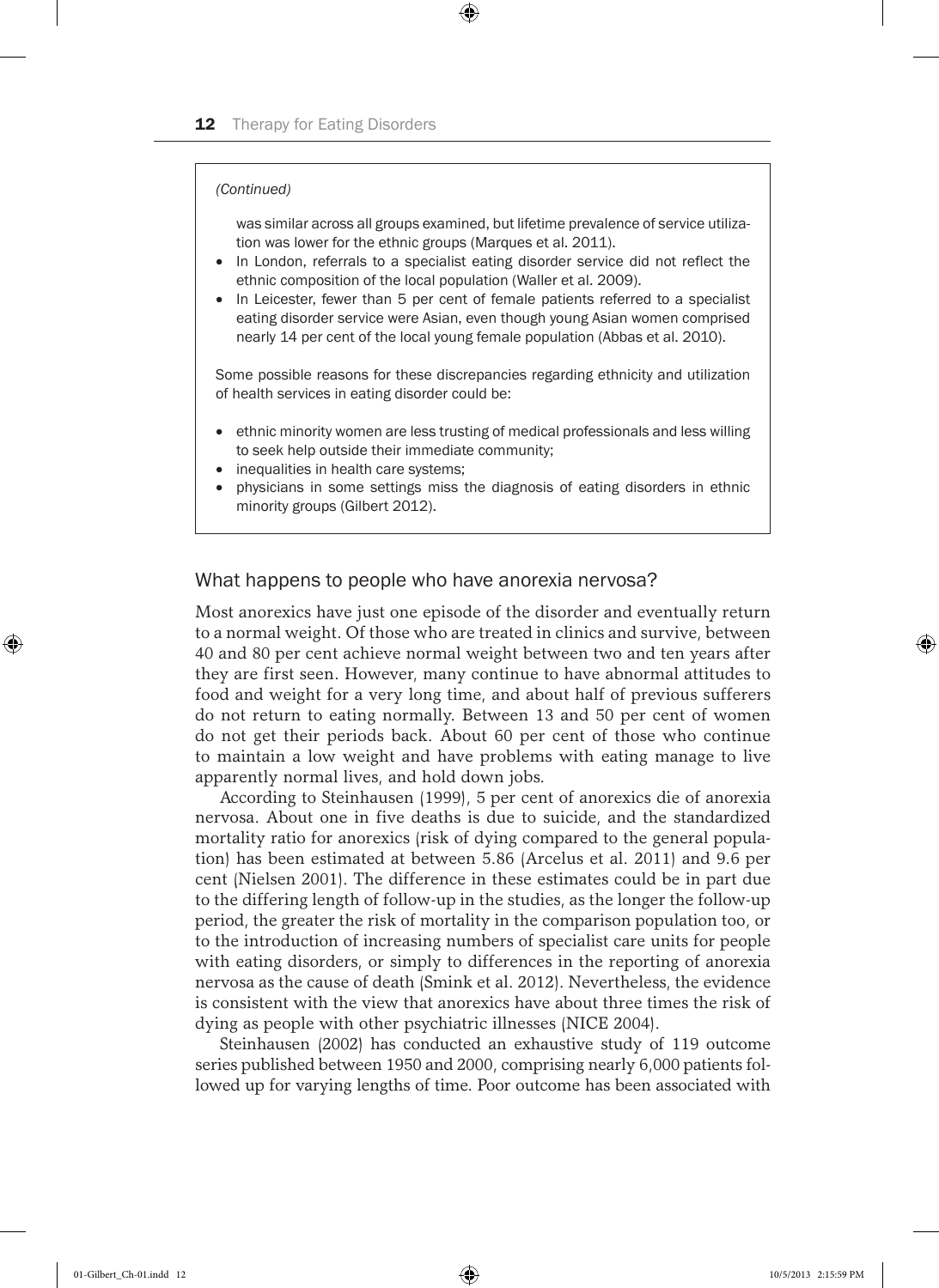*(Continued)*

was similar across all groups examined, but lifetime prevalence of service utilization was lower for the ethnic groups (Marques et al. 2011).

- In London, referrals to a specialist eating disorder service did not reflect the ethnic composition of the local population (Waller et al. 2009).
- In Leicester, fewer than 5 per cent of female patients referred to a specialist eating disorder service were Asian, even though young Asian women comprised nearly 14 per cent of the local young female population (Abbas et al. 2010).

Some possible reasons for these discrepancies regarding ethnicity and utilization of health services in eating disorder could be:

- ethnic minority women are less trusting of medical professionals and less willing to seek help outside their immediate community;
- inequalities in health care systems;
- physicians in some settings miss the diagnosis of eating disorders in ethnic minority groups (Gilbert 2012).

## What happens to people who have anorexia nervosa?

Most anorexics have just one episode of the disorder and eventually return to a normal weight. Of those who are treated in clinics and survive, between 40 and 80 per cent achieve normal weight between two and ten years after they are first seen. However, many continue to have abnormal attitudes to food and weight for a very long time, and about half of previous sufferers do not return to eating normally. Between 13 and 50 per cent of women do not get their periods back. About 60 per cent of those who continue to maintain a low weight and have problems with eating manage to live apparently normal lives, and hold down jobs.

According to Steinhausen (1999), 5 per cent of anorexics die of anorexia nervosa. About one in five deaths is due to suicide, and the standardized mortality ratio for anorexics (risk of dying compared to the general population) has been estimated at between 5.86 (Arcelus et al. 2011) and 9.6 per cent (Nielsen 2001). The difference in these estimates could be in part due to the differing length of follow-up in the studies, as the longer the follow-up period, the greater the risk of mortality in the comparison population too, or to the introduction of increasing numbers of specialist care units for people with eating disorders, or simply to differences in the reporting of anorexia nervosa as the cause of death (Smink et al. 2012). Nevertheless, the evidence is consistent with the view that anorexics have about three times the risk of dying as people with other psychiatric illnesses (NICE 2004).

Steinhausen (2002) has conducted an exhaustive study of 119 outcome series published between 1950 and 2000, comprising nearly 6,000 patients followed up for varying lengths of time. Poor outcome has been associated with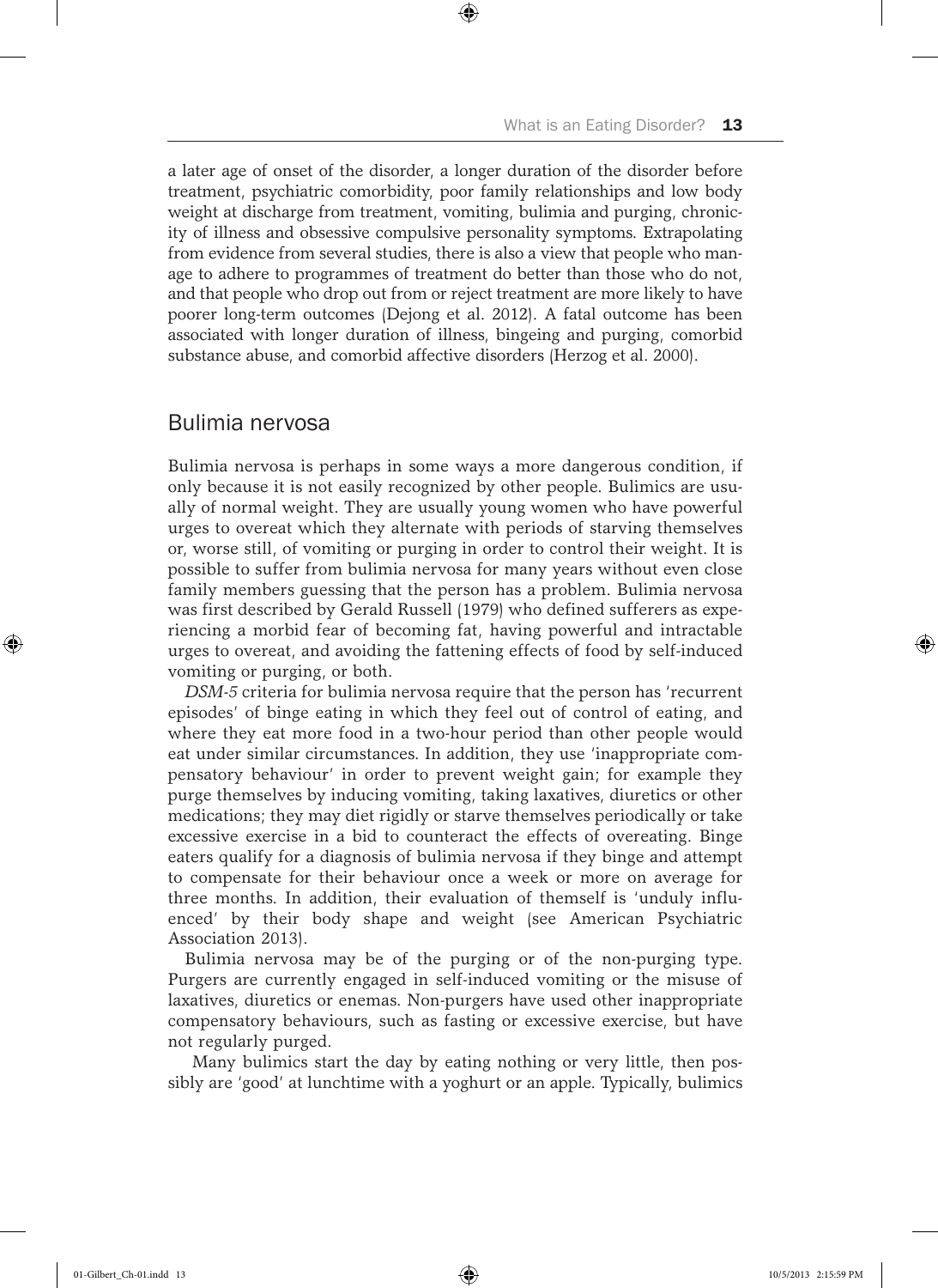a later age of onset of the disorder, a longer duration of the disorder before treatment, psychiatric comorbidity, poor family relationships and low body weight at discharge from treatment, vomiting, bulimia and purging, chronicity of illness and obsessive compulsive personality symptoms. Extrapolating from evidence from several studies, there is also a view that people who manage to adhere to programmes of treatment do better than those who do not, and that people who drop out from or reject treatment are more likely to have poorer long-term outcomes (Dejong et al. 2012). A fatal outcome has been associated with longer duration of illness, bingeing and purging, comorbid substance abuse, and comorbid affective disorders (Herzog et al. 2000).

## Bulimia nervosa

Bulimia nervosa is perhaps in some ways a more dangerous condition, if only because it is not easily recognized by other people. Bulimics are usually of normal weight. They are usually young women who have powerful urges to overeat which they alternate with periods of starving themselves or, worse still, of vomiting or purging in order to control their weight. It is possible to suffer from bulimia nervosa for many years without even close family members guessing that the person has a problem. Bulimia nervosa was first described by Gerald Russell (1979) who defined sufferers as experiencing a morbid fear of becoming fat, having powerful and intractable urges to overeat, and avoiding the fattening effects of food by self-induced vomiting or purging, or both.

*DSM-5* criteria for bulimia nervosa require that the person has 'recurrent episodes' of binge eating in which they feel out of control of eating, and where they eat more food in a two-hour period than other people would eat under similar circumstances. In addition, they use 'inappropriate compensatory behaviour' in order to prevent weight gain; for example they purge themselves by inducing vomiting, taking laxatives, diuretics or other medications; they may diet rigidly or starve themselves periodically or take excessive exercise in a bid to counteract the effects of overeating. Binge eaters qualify for a diagnosis of bulimia nervosa if they binge and attempt to compensate for their behaviour once a week or more on average for three months. In addition, their evaluation of themself is 'unduly influenced' by their body shape and weight (see American Psychiatric Association 2013).

Bulimia nervosa may be of the purging or of the non-purging type. Purgers are currently engaged in self-induced vomiting or the misuse of laxatives, diuretics or enemas. Non-purgers have used other inappropriate compensatory behaviours, such as fasting or excessive exercise, but have not regularly purged.

Many bulimics start the day by eating nothing or very little, then possibly are 'good' at lunchtime with a yoghurt or an apple. Typically, bulimics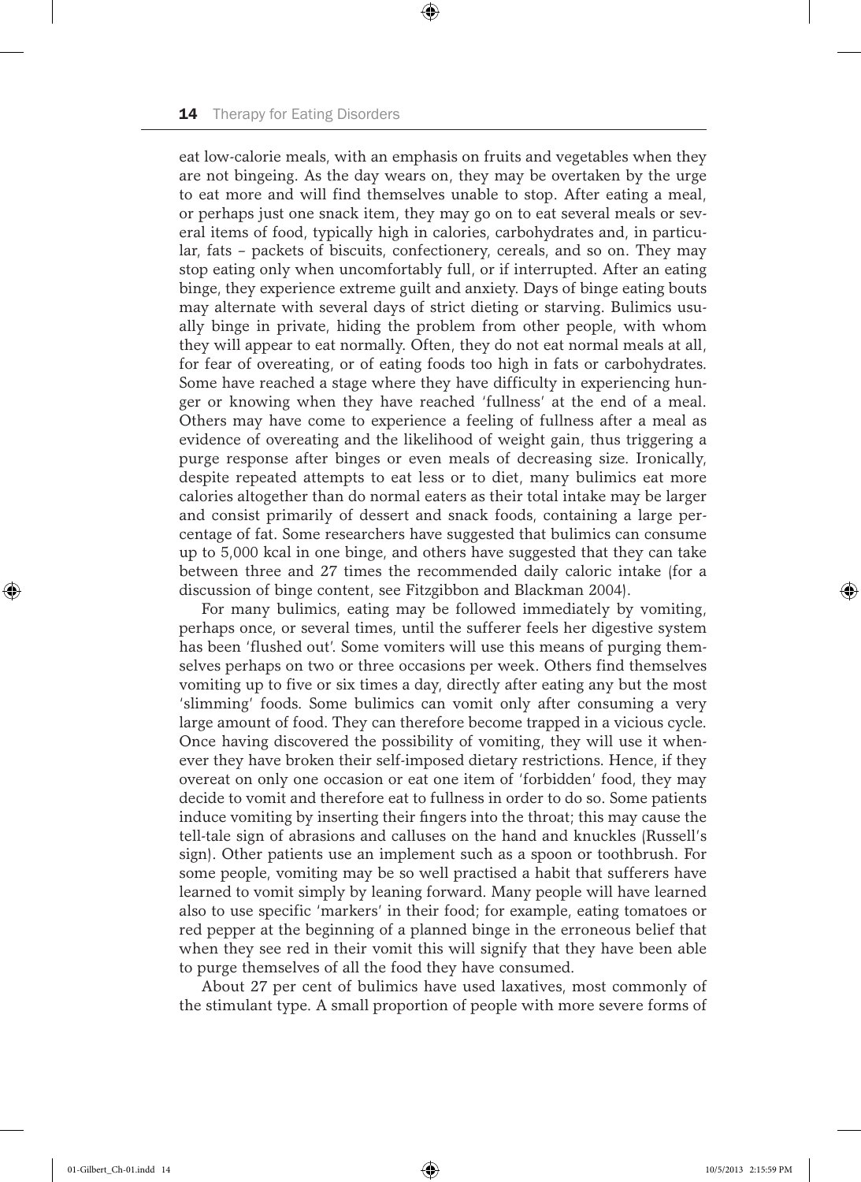eat low-calorie meals, with an emphasis on fruits and vegetables when they are not bingeing. As the day wears on, they may be overtaken by the urge to eat more and will find themselves unable to stop. After eating a meal, or perhaps just one snack item, they may go on to eat several meals or several items of food, typically high in calories, carbohydrates and, in particular, fats – packets of biscuits, confectionery, cereals, and so on. They may stop eating only when uncomfortably full, or if interrupted. After an eating binge, they experience extreme guilt and anxiety. Days of binge eating bouts may alternate with several days of strict dieting or starving. Bulimics usually binge in private, hiding the problem from other people, with whom they will appear to eat normally. Often, they do not eat normal meals at all, for fear of overeating, or of eating foods too high in fats or carbohydrates. Some have reached a stage where they have difficulty in experiencing hunger or knowing when they have reached 'fullness' at the end of a meal. Others may have come to experience a feeling of fullness after a meal as evidence of overeating and the likelihood of weight gain, thus triggering a purge response after binges or even meals of decreasing size. Ironically, despite repeated attempts to eat less or to diet, many bulimics eat more calories altogether than do normal eaters as their total intake may be larger and consist primarily of dessert and snack foods, containing a large percentage of fat. Some researchers have suggested that bulimics can consume up to 5,000 kcal in one binge, and others have suggested that they can take between three and 27 times the recommended daily caloric intake (for a discussion of binge content, see Fitzgibbon and Blackman 2004).

For many bulimics, eating may be followed immediately by vomiting, perhaps once, or several times, until the sufferer feels her digestive system has been 'flushed out'. Some vomiters will use this means of purging themselves perhaps on two or three occasions per week. Others find themselves vomiting up to five or six times a day, directly after eating any but the most 'slimming' foods. Some bulimics can vomit only after consuming a very large amount of food. They can therefore become trapped in a vicious cycle. Once having discovered the possibility of vomiting, they will use it whenever they have broken their self-imposed dietary restrictions. Hence, if they overeat on only one occasion or eat one item of 'forbidden' food, they may decide to vomit and therefore eat to fullness in order to do so. Some patients induce vomiting by inserting their fingers into the throat; this may cause the tell-tale sign of abrasions and calluses on the hand and knuckles (Russell's sign). Other patients use an implement such as a spoon or toothbrush. For some people, vomiting may be so well practised a habit that sufferers have learned to vomit simply by leaning forward. Many people will have learned also to use specific 'markers' in their food; for example, eating tomatoes or red pepper at the beginning of a planned binge in the erroneous belief that when they see red in their vomit this will signify that they have been able to purge themselves of all the food they have consumed.

About 27 per cent of bulimics have used laxatives, most commonly of the stimulant type. A small proportion of people with more severe forms of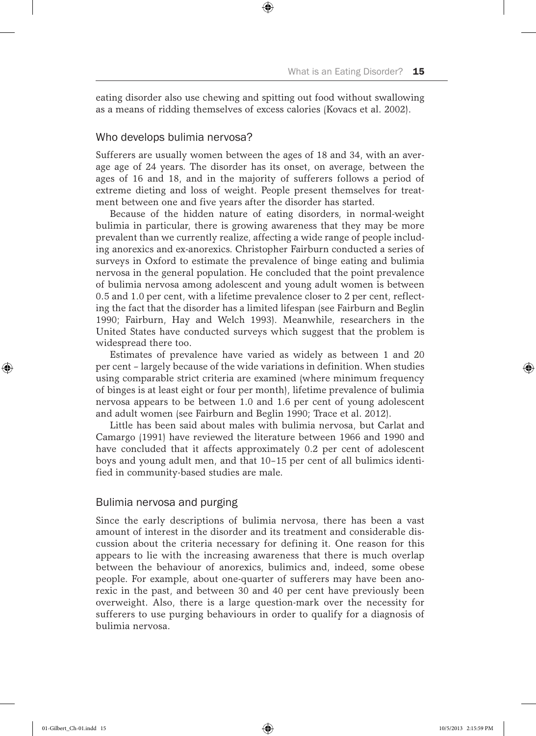eating disorder also use chewing and spitting out food without swallowing as a means of ridding themselves of excess calories (Kovacs et al. 2002).

### Who develops bulimia nervosa?

Sufferers are usually women between the ages of 18 and 34, with an average age of 24 years. The disorder has its onset, on average, between the ages of 16 and 18, and in the majority of sufferers follows a period of extreme dieting and loss of weight. People present themselves for treatment between one and five years after the disorder has started.

Because of the hidden nature of eating disorders, in normal-weight bulimia in particular, there is growing awareness that they may be more prevalent than we currently realize, affecting a wide range of people including anorexics and ex-anorexics. Christopher Fairburn conducted a series of surveys in Oxford to estimate the prevalence of binge eating and bulimia nervosa in the general population. He concluded that the point prevalence of bulimia nervosa among adolescent and young adult women is between 0.5 and 1.0 per cent, with a lifetime prevalence closer to 2 per cent, reflecting the fact that the disorder has a limited lifespan (see Fairburn and Beglin 1990; Fairburn, Hay and Welch 1993). Meanwhile, researchers in the United States have conducted surveys which suggest that the problem is widespread there too.

Estimates of prevalence have varied as widely as between 1 and 20 per cent – largely because of the wide variations in definition. When studies using comparable strict criteria are examined (where minimum frequency of binges is at least eight or four per month), lifetime prevalence of bulimia nervosa appears to be between 1.0 and 1.6 per cent of young adolescent and adult women (see Fairburn and Beglin 1990; Trace et al. 2012).

Little has been said about males with bulimia nervosa, but Carlat and Camargo (1991) have reviewed the literature between 1966 and 1990 and have concluded that it affects approximately 0.2 per cent of adolescent boys and young adult men, and that 10–15 per cent of all bulimics identified in community-based studies are male.

### Bulimia nervosa and purging

Since the early descriptions of bulimia nervosa, there has been a vast amount of interest in the disorder and its treatment and considerable discussion about the criteria necessary for defining it. One reason for this appears to lie with the increasing awareness that there is much overlap between the behaviour of anorexics, bulimics and, indeed, some obese people. For example, about one-quarter of sufferers may have been anorexic in the past, and between 30 and 40 per cent have previously been overweight. Also, there is a large question-mark over the necessity for sufferers to use purging behaviours in order to qualify for a diagnosis of bulimia nervosa.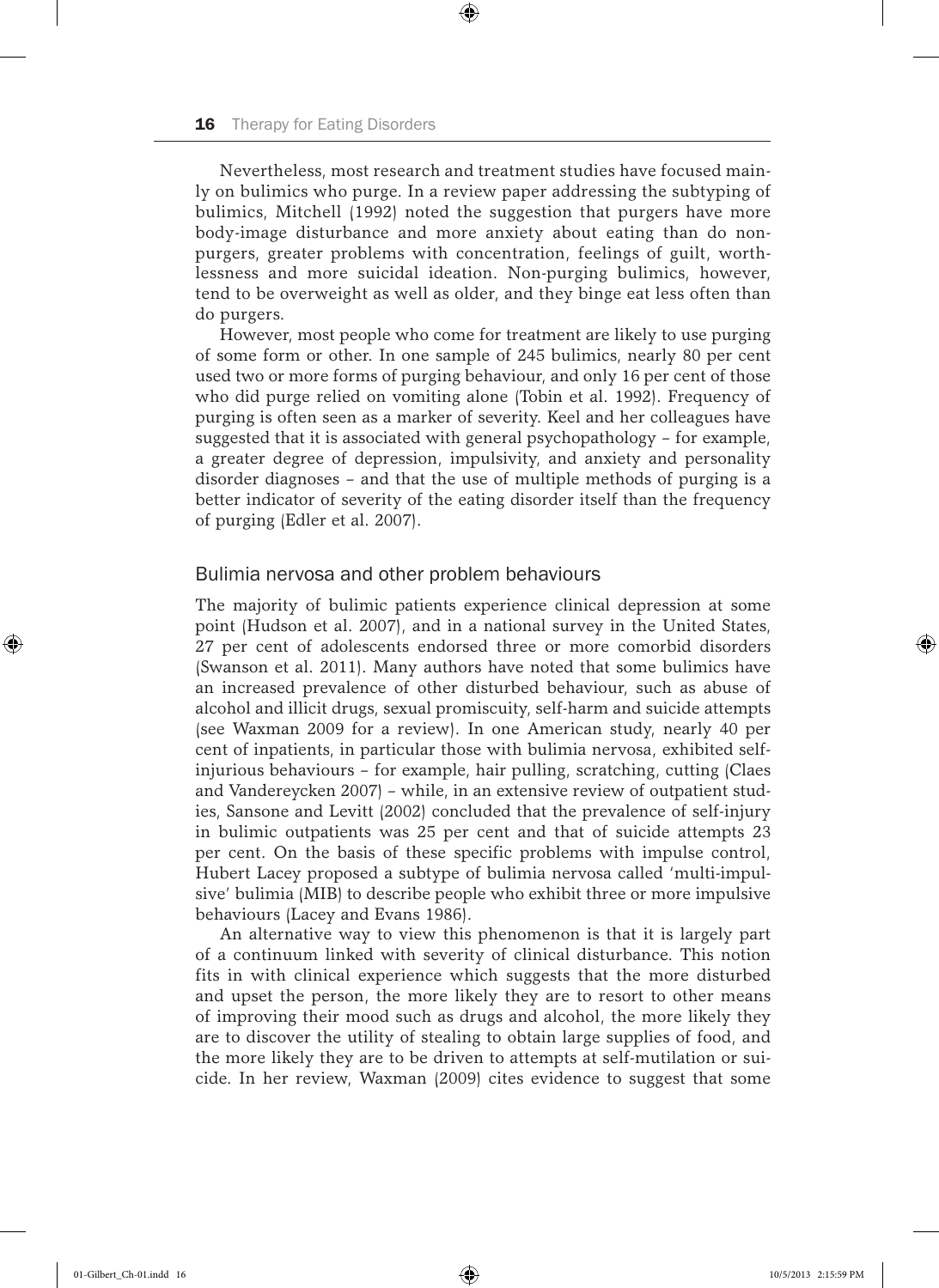Nevertheless, most research and treatment studies have focused mainly on bulimics who purge. In a review paper addressing the subtyping of bulimics, Mitchell (1992) noted the suggestion that purgers have more body-image disturbance and more anxiety about eating than do non-purgers, greater problems with concentration, feelings of guilt, worthlessness and more suicidal ideation. Non-purging bulimics, however, tend to be overweight as well as older, and they binge eat less often than do purgers.

However, most people who come for treatment are likely to use purging of some form or other. In one sample of 245 bulimics, nearly 80 per cent used two or more forms of purging behaviour, and only 16 per cent of those who did purge relied on vomiting alone (Tobin et al. 1992). Frequency of purging is often seen as a marker of severity. Keel and her colleagues have suggested that it is associated with general psychopathology – for example, a greater degree of depression, impulsivity, and anxiety and personality disorder diagnoses – and that the use of multiple methods of purging is a better indicator of severity of the eating disorder itself than the frequency of purging (Edler et al. 2007).

## Bulimia nervosa and other problem behaviours

The majority of bulimic patients experience clinical depression at some point (Hudson et al. 2007), and in a national survey in the United States, 27 per cent of adolescents endorsed three or more comorbid disorders (Swanson et al. 2011). Many authors have noted that some bulimics have an increased prevalence of other disturbed behaviour, such as abuse of alcohol and illicit drugs, sexual promiscuity, self-harm and suicide attempts (see Waxman 2009 for a review). In one American study, nearly 40 per cent of inpatients, in particular those with bulimia nervosa, exhibited self-injurious behaviours – for example, hair pulling, scratching, cutting (Claes and Vandereycken 2007) – while, in an extensive review of outpatient studies, Sansone and Levitt (2002) concluded that the prevalence of self-injury in bulimic outpatients was 25 per cent and that of suicide attempts 23 per cent. On the basis of these specific problems with impulse control, Hubert Lacey proposed a subtype of bulimia nervosa called 'multi-impulsive' bulimia (MIB) to describe people who exhibit three or more impulsive behaviours (Lacey and Evans 1986).

An alternative way to view this phenomenon is that it is largely part of a continuum linked with severity of clinical disturbance. This notion fits in with clinical experience which suggests that the more disturbed and upset the person, the more likely they are to resort to other means of improving their mood such as drugs and alcohol, the more likely they are to discover the utility of stealing to obtain large supplies of food, and the more likely they are to be driven to attempts at self-mutilation or suicide. In her review, Waxman (2009) cites evidence to suggest that some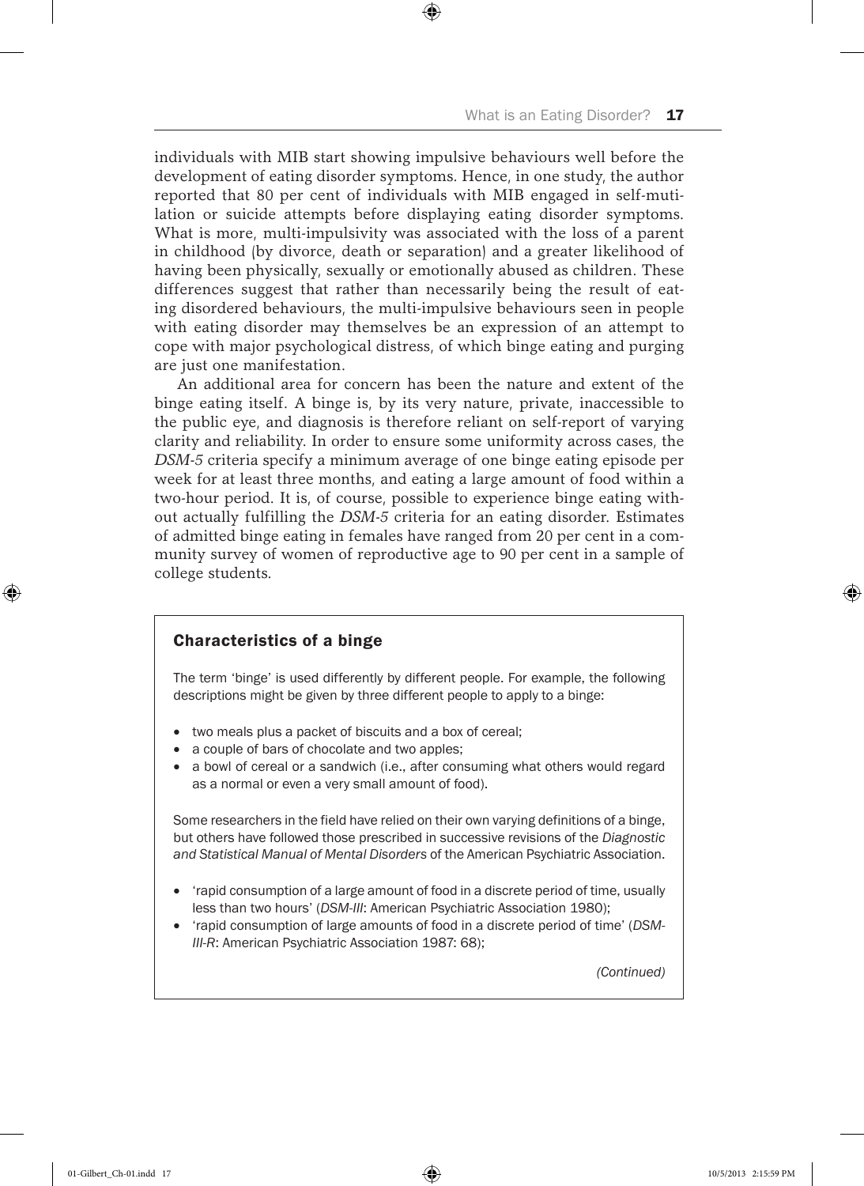individuals with MIB start showing impulsive behaviours well before the development of eating disorder symptoms. Hence, in one study, the author reported that 80 per cent of individuals with MIB engaged in self-mutilation or suicide attempts before displaying eating disorder symptoms. What is more, multi-impulsivity was associated with the loss of a parent in childhood (by divorce, death or separation) and a greater likelihood of having been physically, sexually or emotionally abused as children. These differences suggest that rather than necessarily being the result of eating disordered behaviours, the multi-impulsive behaviours seen in people with eating disorder may themselves be an expression of an attempt to cope with major psychological distress, of which binge eating and purging are just one manifestation.

An additional area for concern has been the nature and extent of the binge eating itself. A binge is, by its very nature, private, inaccessible to the public eye, and diagnosis is therefore reliant on self-report of varying clarity and reliability. In order to ensure some uniformity across cases, the *DSM-5* criteria specify a minimum average of one binge eating episode per week for at least three months, and eating a large amount of food within a two-hour period. It is, of course, possible to experience binge eating without actually fulfilling the *DSM-5* criteria for an eating disorder. Estimates of admitted binge eating in females have ranged from 20 per cent in a community survey of women of reproductive age to 90 per cent in a sample of college students.

### Characteristics of a binge

The term 'binge' is used differently by different people. For example, the following descriptions might be given by three different people to apply to a binge:

- two meals plus a packet of biscuits and a box of cereal;
- a couple of bars of chocolate and two apples;
- a bowl of cereal or a sandwich (i.e., after consuming what others would regard as a normal or even a very small amount of food).

Some researchers in the field have relied on their own varying definitions of a binge, but others have followed those prescribed in successive revisions of the *Diagnostic and Statistical Manual of Mental Disorders* of the American Psychiatric Association.

- 'rapid consumption of a large amount of food in a discrete period of time, usually less than two hours' (*DSM-III*: American Psychiatric Association 1980);
- 'rapid consumption of large amounts of food in a discrete period of time' (*DSM-III-R*: American Psychiatric Association 1987: 68);

*(Continued)*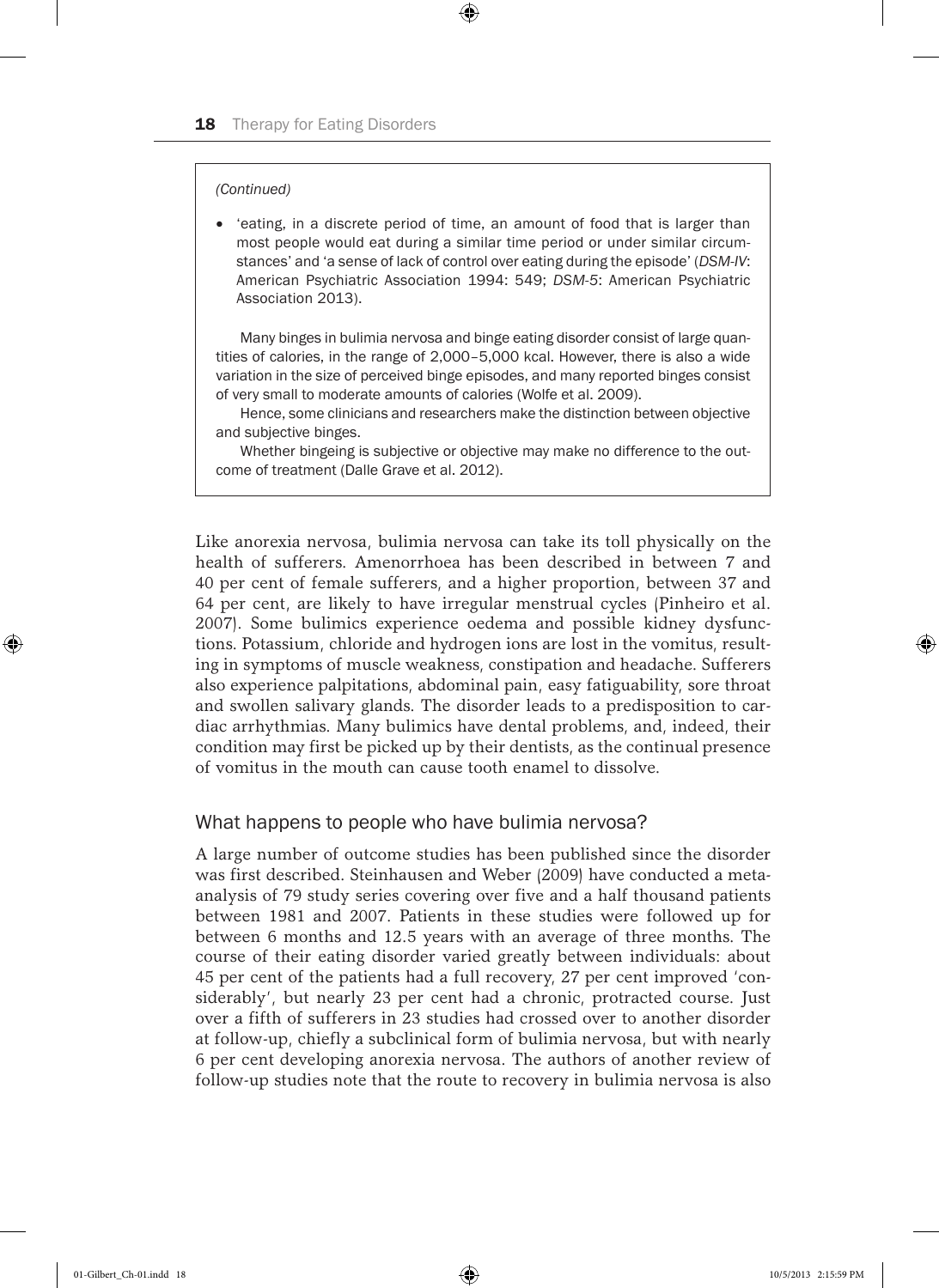*(Continued)*

- 'eating, in a discrete period of time, an amount of food that is larger than most people would eat during a similar time period or under similar circumstances' and 'a sense of lack of control over eating during the episode' (*DSM-IV*: American Psychiatric Association 1994: 549; *DSM-5*: American Psychiatric Association 2013).

Many binges in bulimia nervosa and binge eating disorder consist of large quantities of calories, in the range of 2,000–5,000 kcal. However, there is also a wide variation in the size of perceived binge episodes, and many reported binges consist of very small to moderate amounts of calories (Wolfe et al. 2009).

Hence, some clinicians and researchers make the distinction between objective and subjective binges.

Whether bingeing is subjective or objective may make no difference to the outcome of treatment (Dalle Grave et al. 2012).

Like anorexia nervosa, bulimia nervosa can take its toll physically on the health of sufferers. Amenorrhoea has been described in between 7 and 40 per cent of female sufferers, and a higher proportion, between 37 and 64 per cent, are likely to have irregular menstrual cycles (Pinheiro et al. 2007). Some bulimics experience oedema and possible kidney dysfunctions. Potassium, chloride and hydrogen ions are lost in the vomitus, resulting in symptoms of muscle weakness, constipation and headache. Sufferers also experience palpitations, abdominal pain, easy fatiguability, sore throat and swollen salivary glands. The disorder leads to a predisposition to cardiac arrhythmias. Many bulimics have dental problems, and, indeed, their condition may first be picked up by their dentists, as the continual presence of vomitus in the mouth can cause tooth enamel to dissolve.

## What happens to people who have bulimia nervosa?

A large number of outcome studies has been published since the disorder was first described. Steinhausen and Weber (2009) have conducted a meta-analysis of 79 study series covering over five and a half thousand patients between 1981 and 2007. Patients in these studies were followed up for between 6 months and 12.5 years with an average of three months. The course of their eating disorder varied greatly between individuals: about 45 per cent of the patients had a full recovery, 27 per cent improved 'considerably', but nearly 23 per cent had a chronic, protracted course. Just over a fifth of sufferers in 23 studies had crossed over to another disorder at follow-up, chiefly a subclinical form of bulimia nervosa, but with nearly 6 per cent developing anorexia nervosa. The authors of another review of follow-up studies note that the route to recovery in bulimia nervosa is also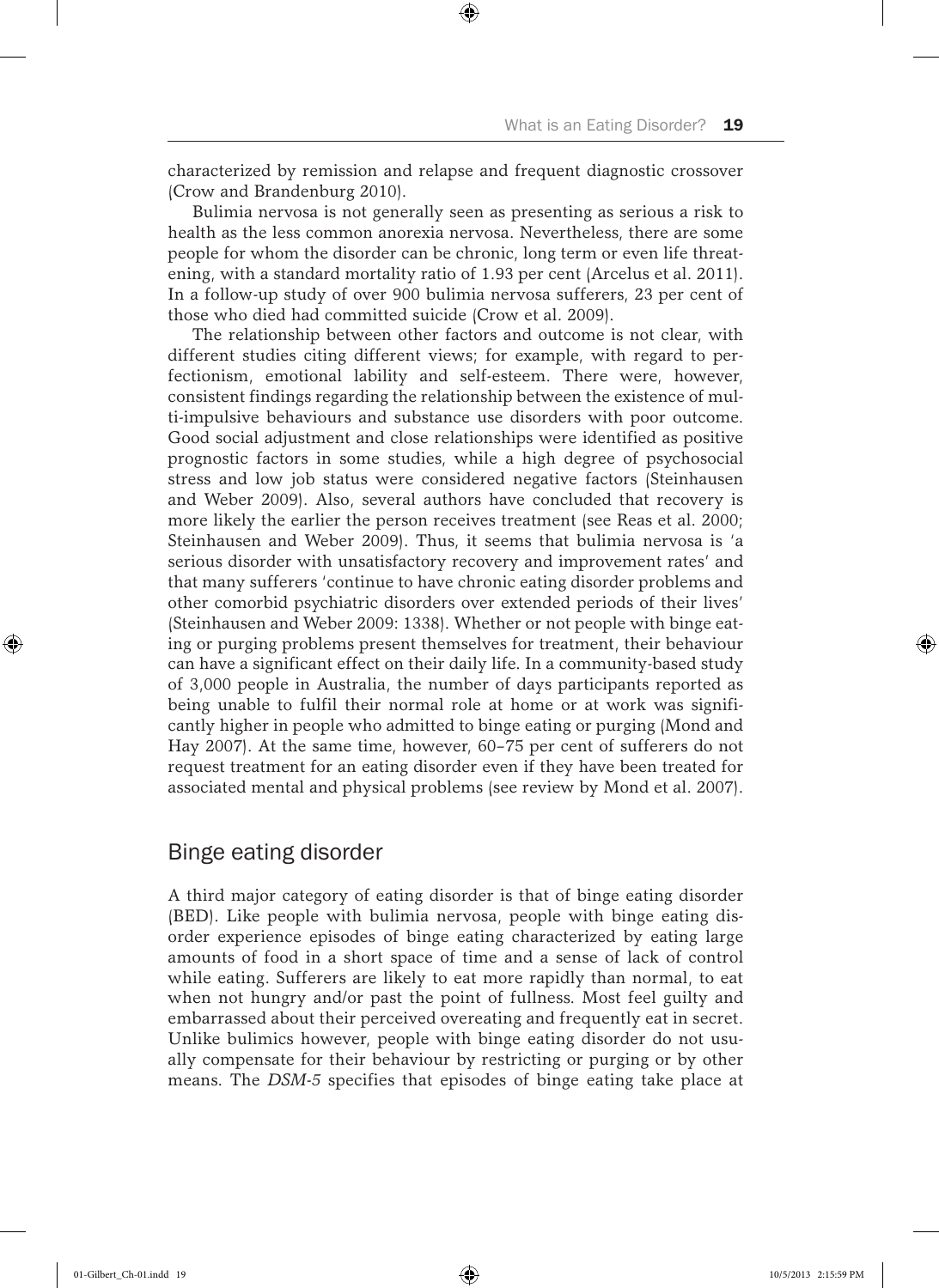characterized by remission and relapse and frequent diagnostic crossover (Crow and Brandenburg 2010).

Bulimia nervosa is not generally seen as presenting as serious a risk to health as the less common anorexia nervosa. Nevertheless, there are some people for whom the disorder can be chronic, long term or even life threatening, with a standard mortality ratio of 1.93 per cent (Arcelus et al. 2011). In a follow-up study of over 900 bulimia nervosa sufferers, 23 per cent of those who died had committed suicide (Crow et al. 2009).

The relationship between other factors and outcome is not clear, with different studies citing different views; for example, with regard to perfectionism, emotional lability and self-esteem. There were, however, consistent findings regarding the relationship between the existence of multi-impulsive behaviours and substance use disorders with poor outcome. Good social adjustment and close relationships were identified as positive prognostic factors in some studies, while a high degree of psychosocial stress and low job status were considered negative factors (Steinhausen and Weber 2009). Also, several authors have concluded that recovery is more likely the earlier the person receives treatment (see Reas et al. 2000; Steinhausen and Weber 2009). Thus, it seems that bulimia nervosa is 'a serious disorder with unsatisfactory recovery and improvement rates' and that many sufferers 'continue to have chronic eating disorder problems and other comorbid psychiatric disorders over extended periods of their lives' (Steinhausen and Weber 2009: 1338). Whether or not people with binge eating or purging problems present themselves for treatment, their behaviour can have a significant effect on their daily life. In a community-based study of 3,000 people in Australia, the number of days participants reported as being unable to fulfil their normal role at home or at work was significantly higher in people who admitted to binge eating or purging (Mond and Hay 2007). At the same time, however, 60–75 per cent of sufferers do not request treatment for an eating disorder even if they have been treated for associated mental and physical problems (see review by Mond et al. 2007).

## Binge eating disorder

A third major category of eating disorder is that of binge eating disorder (BED). Like people with bulimia nervosa, people with binge eating disorder experience episodes of binge eating characterized by eating large amounts of food in a short space of time and a sense of lack of control while eating. Sufferers are likely to eat more rapidly than normal, to eat when not hungry and/or past the point of fullness. Most feel guilty and embarrassed about their perceived overeating and frequently eat in secret. Unlike bulimics however, people with binge eating disorder do not usually compensate for their behaviour by restricting or purging or by other means. The *DSM-5* specifies that episodes of binge eating take place at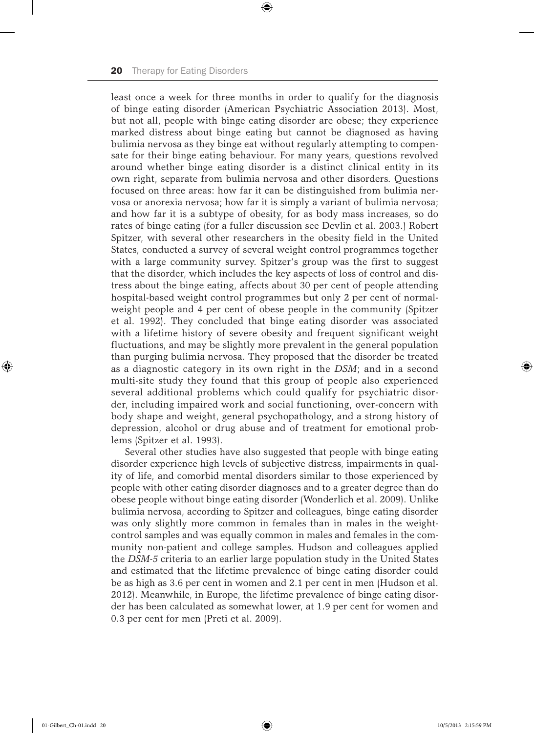least once a week for three months in order to qualify for the diagnosis of binge eating disorder (American Psychiatric Association 2013). Most, but not all, people with binge eating disorder are obese; they experience marked distress about binge eating but cannot be diagnosed as having bulimia nervosa as they binge eat without regularly attempting to compensate for their binge eating behaviour. For many years, questions revolved around whether binge eating disorder is a distinct clinical entity in its own right, separate from bulimia nervosa and other disorders. Questions focused on three areas: how far it can be distinguished from bulimia nervosa or anorexia nervosa; how far it is simply a variant of bulimia nervosa; and how far it is a subtype of obesity, for as body mass increases, so do rates of binge eating (for a fuller discussion see Devlin et al. 2003.) Robert Spitzer, with several other researchers in the obesity field in the United States, conducted a survey of several weight control programmes together with a large community survey. Spitzer's group was the first to suggest that the disorder, which includes the key aspects of loss of control and distress about the binge eating, affects about 30 per cent of people attending hospital-based weight control programmes but only 2 per cent of normal-weight people and 4 per cent of obese people in the community (Spitzer et al. 1992). They concluded that binge eating disorder was associated with a lifetime history of severe obesity and frequent significant weight fluctuations, and may be slightly more prevalent in the general population than purging bulimia nervosa. They proposed that the disorder be treated as a diagnostic category in its own right in the *DSM*; and in a second multi-site study they found that this group of people also experienced several additional problems which could qualify for psychiatric disorder, including impaired work and social functioning, over-concern with body shape and weight, general psychopathology, and a strong history of depression, alcohol or drug abuse and of treatment for emotional problems (Spitzer et al. 1993).

Several other studies have also suggested that people with binge eating disorder experience high levels of subjective distress, impairments in quality of life, and comorbid mental disorders similar to those experienced by people with other eating disorder diagnoses and to a greater degree than do obese people without binge eating disorder (Wonderlich et al. 2009). Unlike bulimia nervosa, according to Spitzer and colleagues, binge eating disorder was only slightly more common in females than in males in the weight-control samples and was equally common in males and females in the community non-patient and college samples. Hudson and colleagues applied the *DSM-5* criteria to an earlier large population study in the United States and estimated that the lifetime prevalence of binge eating disorder could be as high as 3.6 per cent in women and 2.1 per cent in men (Hudson et al. 2012). Meanwhile, in Europe, the lifetime prevalence of binge eating disorder has been calculated as somewhat lower, at 1.9 per cent for women and 0.3 per cent for men (Preti et al. 2009).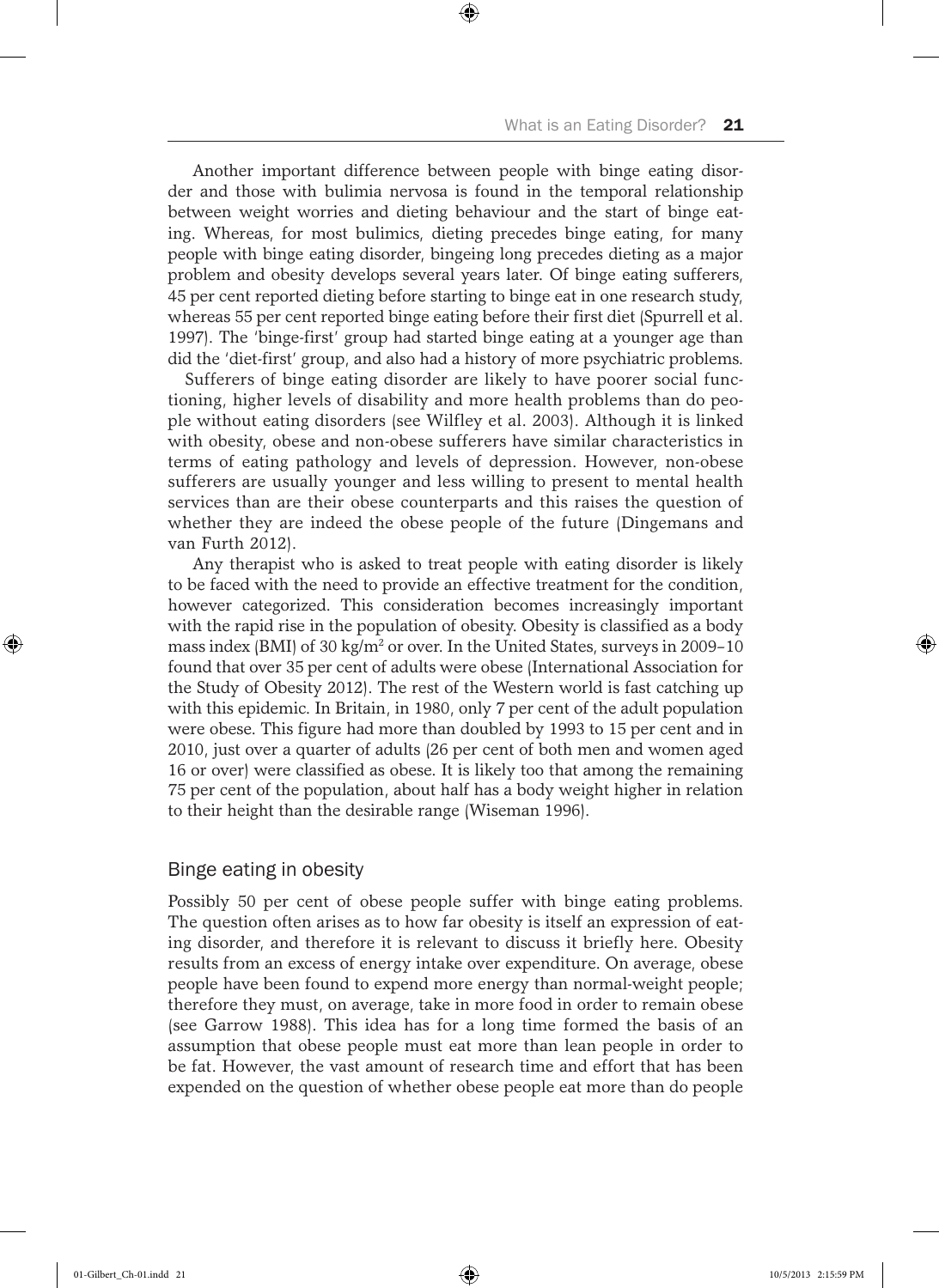Another important difference between people with binge eating disorder and those with bulimia nervosa is found in the temporal relationship between weight worries and dieting behaviour and the start of binge eating. Whereas, for most bulimics, dieting precedes binge eating, for many people with binge eating disorder, bingeing long precedes dieting as a major problem and obesity develops several years later. Of binge eating sufferers, 45 per cent reported dieting before starting to binge eat in one research study, whereas 55 per cent reported binge eating before their first diet (Spurrell et al. 1997). The 'binge-first' group had started binge eating at a younger age than did the 'diet-first' group, and also had a history of more psychiatric problems.

Sufferers of binge eating disorder are likely to have poorer social functioning, higher levels of disability and more health problems than do people without eating disorders (see Wilfley et al. 2003). Although it is linked with obesity, obese and non-obese sufferers have similar characteristics in terms of eating pathology and levels of depression. However, non-obese sufferers are usually younger and less willing to present to mental health services than are their obese counterparts and this raises the question of whether they are indeed the obese people of the future (Dingemans and van Furth 2012).

Any therapist who is asked to treat people with eating disorder is likely to be faced with the need to provide an effective treatment for the condition, however categorized. This consideration becomes increasingly important with the rapid rise in the population of obesity. Obesity is classified as a body mass index (BMI) of 30 $kg/m^2$ or over. In the United States, surveys in 2009–10 found that over 35 per cent of adults were obese (International Association for the Study of Obesity 2012). The rest of the Western world is fast catching up with this epidemic. In Britain, in 1980, only 7 per cent of the adult population were obese. This figure had more than doubled by 1993 to 15 per cent and in 2010, just over a quarter of adults (26 per cent of both men and women aged 16 or over) were classified as obese. It is likely too that among the remaining 75 per cent of the population, about half has a body weight higher in relation to their height than the desirable range (Wiseman 1996).

## Binge eating in obesity

Possibly 50 per cent of obese people suffer with binge eating problems. The question often arises as to how far obesity is itself an expression of eating disorder, and therefore it is relevant to discuss it briefly here. Obesity results from an excess of energy intake over expenditure. On average, obese people have been found to expend more energy than normal-weight people; therefore they must, on average, take in more food in order to remain obese (see Garrow 1988). This idea has for a long time formed the basis of an assumption that obese people must eat more than lean people in order to be fat. However, the vast amount of research time and effort that has been expended on the question of whether obese people eat more than do people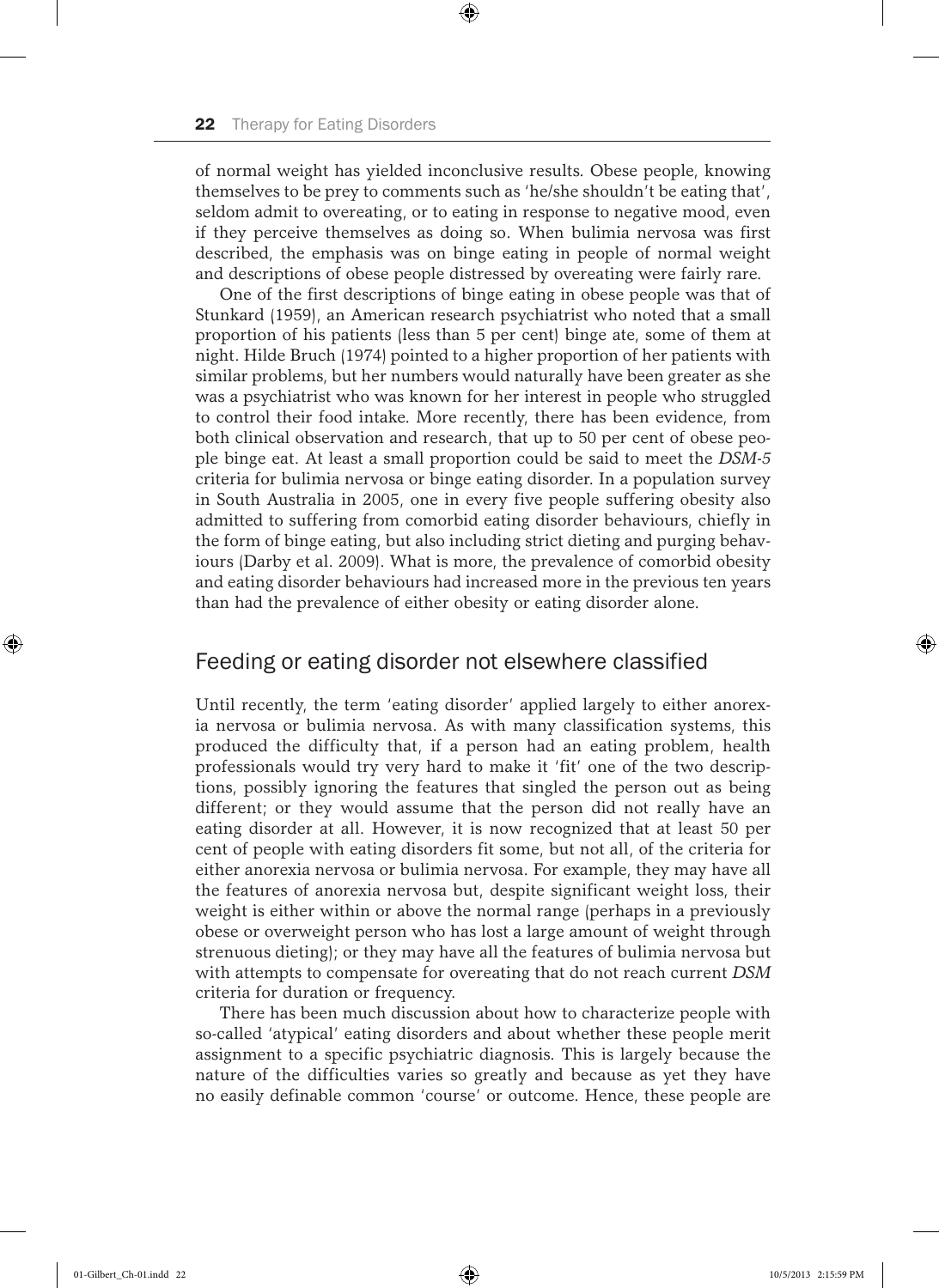of normal weight has yielded inconclusive results. Obese people, knowing themselves to be prey to comments such as 'he/she shouldn't be eating that', seldom admit to overeating, or to eating in response to negative mood, even if they perceive themselves as doing so. When bulimia nervosa was first described, the emphasis was on binge eating in people of normal weight and descriptions of obese people distressed by overeating were fairly rare.

One of the first descriptions of binge eating in obese people was that of Stunkard (1959), an American research psychiatrist who noted that a small proportion of his patients (less than 5 per cent) binge ate, some of them at night. Hilde Bruch (1974) pointed to a higher proportion of her patients with similar problems, but her numbers would naturally have been greater as she was a psychiatrist who was known for her interest in people who struggled to control their food intake. More recently, there has been evidence, from both clinical observation and research, that up to 50 per cent of obese people binge eat. At least a small proportion could be said to meet the *DSM-5* criteria for bulimia nervosa or binge eating disorder. In a population survey in South Australia in 2005, one in every five people suffering obesity also admitted to suffering from comorbid eating disorder behaviours, chiefly in the form of binge eating, but also including strict dieting and purging behaviours (Darby et al. 2009). What is more, the prevalence of comorbid obesity and eating disorder behaviours had increased more in the previous ten years than had the prevalence of either obesity or eating disorder alone.

## Feeding or eating disorder not elsewhere classified

Until recently, the term 'eating disorder' applied largely to either anorexia nervosa or bulimia nervosa. As with many classification systems, this produced the difficulty that, if a person had an eating problem, health professionals would try very hard to make it 'fit' one of the two descriptions, possibly ignoring the features that singled the person out as being different; or they would assume that the person did not really have an eating disorder at all. However, it is now recognized that at least 50 per cent of people with eating disorders fit some, but not all, of the criteria for either anorexia nervosa or bulimia nervosa. For example, they may have all the features of anorexia nervosa but, despite significant weight loss, their weight is either within or above the normal range (perhaps in a previously obese or overweight person who has lost a large amount of weight through strenuous dieting); or they may have all the features of bulimia nervosa but with attempts to compensate for overeating that do not reach current *DSM* criteria for duration or frequency.

There has been much discussion about how to characterize people with so-called 'atypical' eating disorders and about whether these people merit assignment to a specific psychiatric diagnosis. This is largely because the nature of the difficulties varies so greatly and because as yet they have no easily definable common 'course' or outcome. Hence, these people are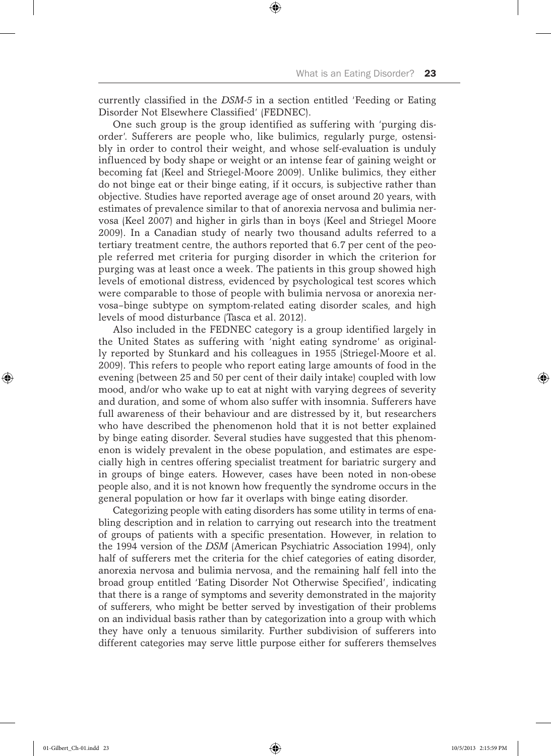currently classified in the *DSM-5* in a section entitled 'Feeding or Eating Disorder Not Elsewhere Classified' (FEDNEC).

One such group is the group identified as suffering with 'purging disorder'. Sufferers are people who, like bulimics, regularly purge, ostensibly in order to control their weight, and whose self-evaluation is unduly influenced by body shape or weight or an intense fear of gaining weight or becoming fat (Keel and Striegel-Moore 2009). Unlike bulimics, they either do not binge eat or their binge eating, if it occurs, is subjective rather than objective. Studies have reported average age of onset around 20 years, with estimates of prevalence similar to that of anorexia nervosa and bulimia nervosa (Keel 2007) and higher in girls than in boys (Keel and Striegel Moore 2009). In a Canadian study of nearly two thousand adults referred to a tertiary treatment centre, the authors reported that 6.7 per cent of the people referred met criteria for purging disorder in which the criterion for purging was at least once a week. The patients in this group showed high levels of emotional distress, evidenced by psychological test scores which were comparable to those of people with bulimia nervosa or anorexia nervosa–binge subtype on symptom-related eating disorder scales, and high levels of mood disturbance (Tasca et al. 2012).

Also included in the FEDNEC category is a group identified largely in the United States as suffering with 'night eating syndrome' as originally reported by Stunkard and his colleagues in 1955 (Striegel-Moore et al. 2009). This refers to people who report eating large amounts of food in the evening (between 25 and 50 per cent of their daily intake) coupled with low mood, and/or who wake up to eat at night with varying degrees of severity and duration, and some of whom also suffer with insomnia. Sufferers have full awareness of their behaviour and are distressed by it, but researchers who have described the phenomenon hold that it is not better explained by binge eating disorder. Several studies have suggested that this phenomenon is widely prevalent in the obese population, and estimates are especially high in centres offering specialist treatment for bariatric surgery and in groups of binge eaters. However, cases have been noted in non-obese people also, and it is not known how frequently the syndrome occurs in the general population or how far it overlaps with binge eating disorder.

Categorizing people with eating disorders has some utility in terms of enabling description and in relation to carrying out research into the treatment of groups of patients with a specific presentation. However, in relation to the 1994 version of the *DSM* (American Psychiatric Association 1994), only half of sufferers met the criteria for the chief categories of eating disorder, anorexia nervosa and bulimia nervosa, and the remaining half fell into the broad group entitled 'Eating Disorder Not Otherwise Specified', indicating that there is a range of symptoms and severity demonstrated in the majority of sufferers, who might be better served by investigation of their problems on an individual basis rather than by categorization into a group with which they have only a tenuous similarity. Further subdivision of sufferers into different categories may serve little purpose either for sufferers themselves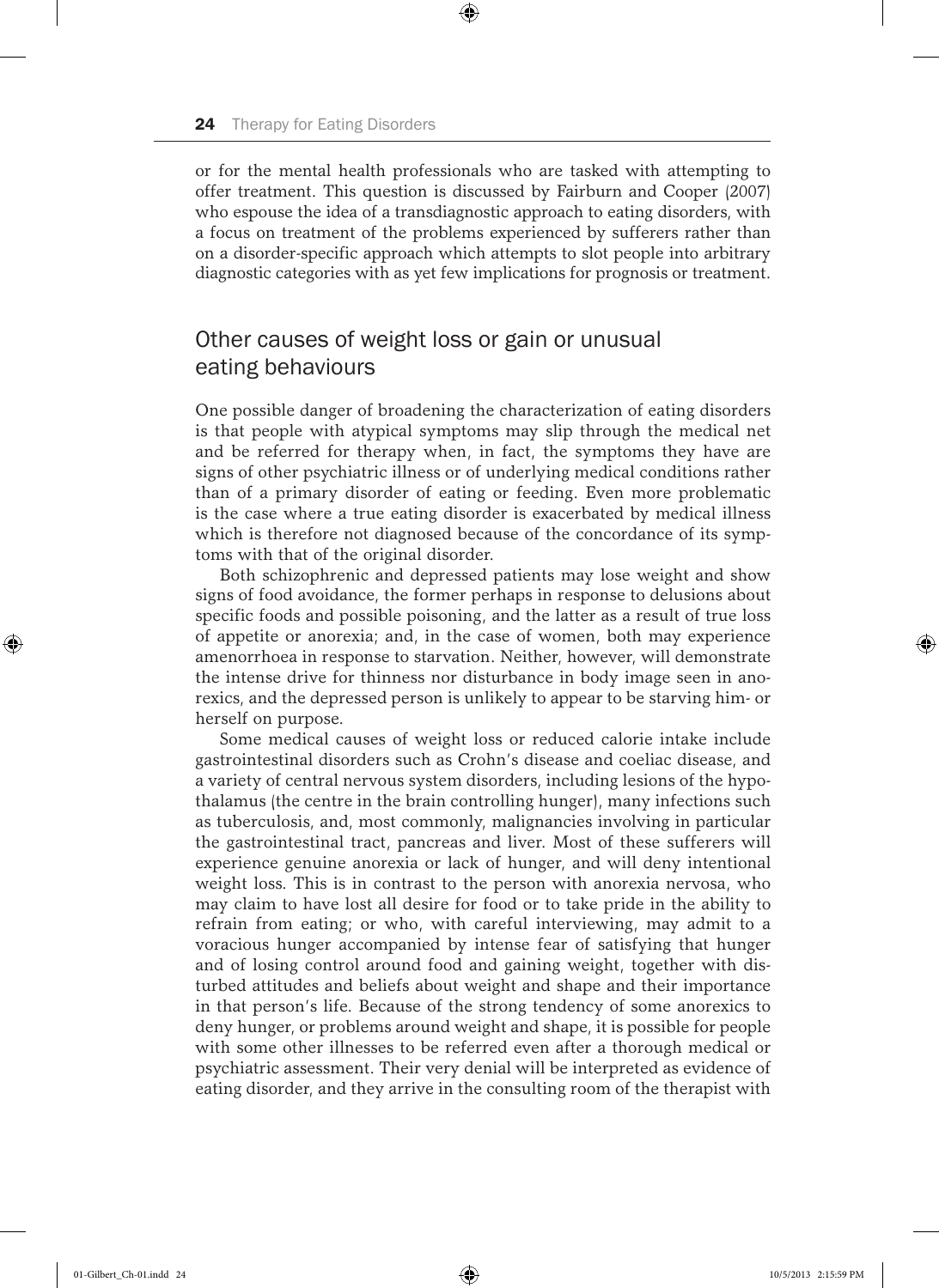or for the mental health professionals who are tasked with attempting to offer treatment. This question is discussed by Fairburn and Cooper (2007) who espouse the idea of a transdiagnostic approach to eating disorders, with a focus on treatment of the problems experienced by sufferers rather than on a disorder-specific approach which attempts to slot people into arbitrary diagnostic categories with as yet few implications for prognosis or treatment.

## Other causes of weight loss or gain or unusual eating behaviours

One possible danger of broadening the characterization of eating disorders is that people with atypical symptoms may slip through the medical net and be referred for therapy when, in fact, the symptoms they have are signs of other psychiatric illness or of underlying medical conditions rather than of a primary disorder of eating or feeding. Even more problematic is the case where a true eating disorder is exacerbated by medical illness which is therefore not diagnosed because of the concordance of its symptoms with that of the original disorder.

Both schizophrenic and depressed patients may lose weight and show signs of food avoidance, the former perhaps in response to delusions about specific foods and possible poisoning, and the latter as a result of true loss of appetite or anorexia; and, in the case of women, both may experience amenorrhoea in response to starvation. Neither, however, will demonstrate the intense drive for thinness nor disturbance in body image seen in anorexics, and the depressed person is unlikely to appear to be starving him- or herself on purpose.

Some medical causes of weight loss or reduced calorie intake include gastrointestinal disorders such as Crohn's disease and coeliac disease, and a variety of central nervous system disorders, including lesions of the hypothalamus (the centre in the brain controlling hunger), many infections such as tuberculosis, and, most commonly, malignancies involving in particular the gastrointestinal tract, pancreas and liver. Most of these sufferers will experience genuine anorexia or lack of hunger, and will deny intentional weight loss. This is in contrast to the person with anorexia nervosa, who may claim to have lost all desire for food or to take pride in the ability to refrain from eating; or who, with careful interviewing, may admit to a voracious hunger accompanied by intense fear of satisfying that hunger and of losing control around food and gaining weight, together with disturbed attitudes and beliefs about weight and shape and their importance in that person's life. Because of the strong tendency of some anorexics to deny hunger, or problems around weight and shape, it is possible for people with some other illnesses to be referred even after a thorough medical or psychiatric assessment. Their very denial will be interpreted as evidence of eating disorder, and they arrive in the consulting room of the therapist with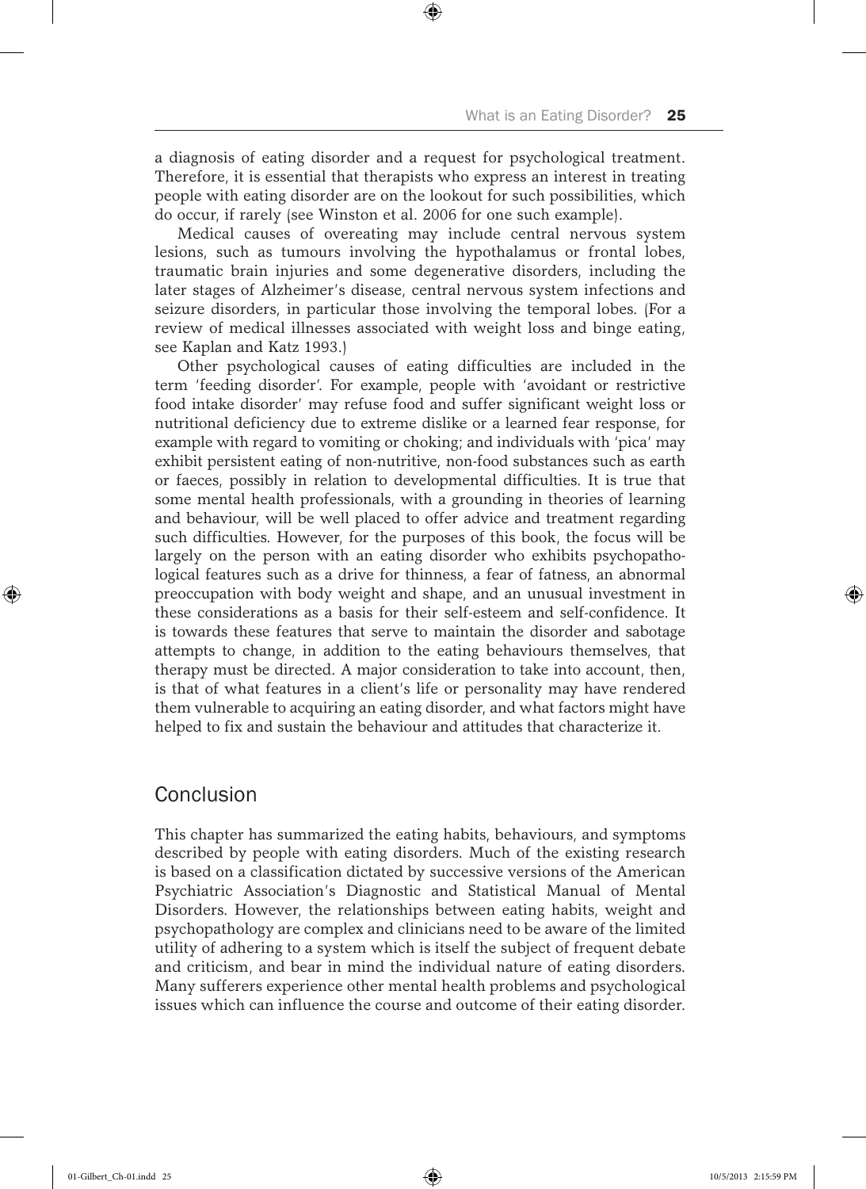a diagnosis of eating disorder and a request for psychological treatment. Therefore, it is essential that therapists who express an interest in treating people with eating disorder are on the lookout for such possibilities, which do occur, if rarely (see Winston et al. 2006 for one such example).

Medical causes of overeating may include central nervous system lesions, such as tumours involving the hypothalamus or frontal lobes, traumatic brain injuries and some degenerative disorders, including the later stages of Alzheimer's disease, central nervous system infections and seizure disorders, in particular those involving the temporal lobes. (For a review of medical illnesses associated with weight loss and binge eating, see Kaplan and Katz 1993.)

Other psychological causes of eating difficulties are included in the term 'feeding disorder'. For example, people with 'avoidant or restrictive food intake disorder' may refuse food and suffer significant weight loss or nutritional deficiency due to extreme dislike or a learned fear response, for example with regard to vomiting or choking; and individuals with 'pica' may exhibit persistent eating of non-nutritive, non-food substances such as earth or faeces, possibly in relation to developmental difficulties. It is true that some mental health professionals, with a grounding in theories of learning and behaviour, will be well placed to offer advice and treatment regarding such difficulties. However, for the purposes of this book, the focus will be largely on the person with an eating disorder who exhibits psychopathological features such as a drive for thinness, a fear of fatness, an abnormal preoccupation with body weight and shape, and an unusual investment in these considerations as a basis for their self-esteem and self-confidence. It is towards these features that serve to maintain the disorder and sabotage attempts to change, in addition to the eating behaviours themselves, that therapy must be directed. A major consideration to take into account, then, is that of what features in a client's life or personality may have rendered them vulnerable to acquiring an eating disorder, and what factors might have helped to fix and sustain the behaviour and attitudes that characterize it.

## Conclusion

This chapter has summarized the eating habits, behaviours, and symptoms described by people with eating disorders. Much of the existing research is based on a classification dictated by successive versions of the American Psychiatric Association's Diagnostic and Statistical Manual of Mental Disorders. However, the relationships between eating habits, weight and psychopathology are complex and clinicians need to be aware of the limited utility of adhering to a system which is itself the subject of frequent debate and criticism, and bear in mind the individual nature of eating disorders. Many sufferers experience other mental health problems and psychological issues which can influence the course and outcome of their eating disorder.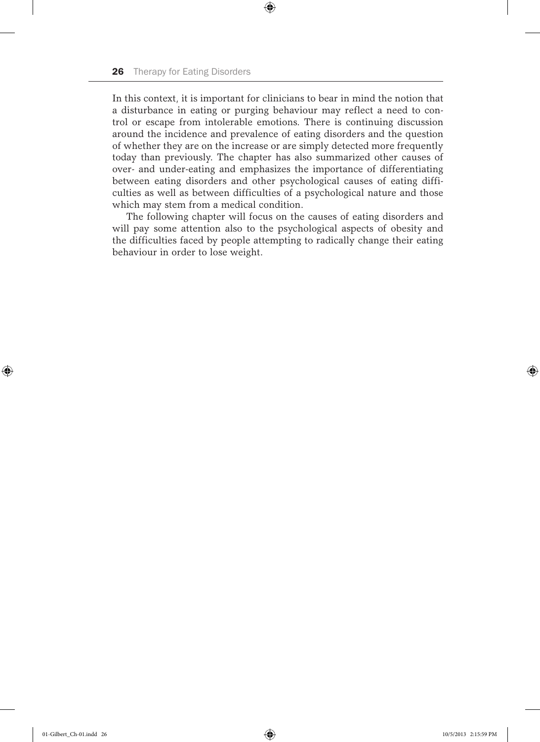In this context, it is important for clinicians to bear in mind the notion that a disturbance in eating or purging behaviour may reflect a need to control or escape from intolerable emotions. There is continuing discussion around the incidence and prevalence of eating disorders and the question of whether they are on the increase or are simply detected more frequently today than previously. The chapter has also summarized other causes of over- and under-eating and emphasizes the importance of differentiating between eating disorders and other psychological causes of eating difficulties as well as between difficulties of a psychological nature and those which may stem from a medical condition.

The following chapter will focus on the causes of eating disorders and will pay some attention also to the psychological aspects of obesity and the difficulties faced by people attempting to radically change their eating behaviour in order to lose weight.